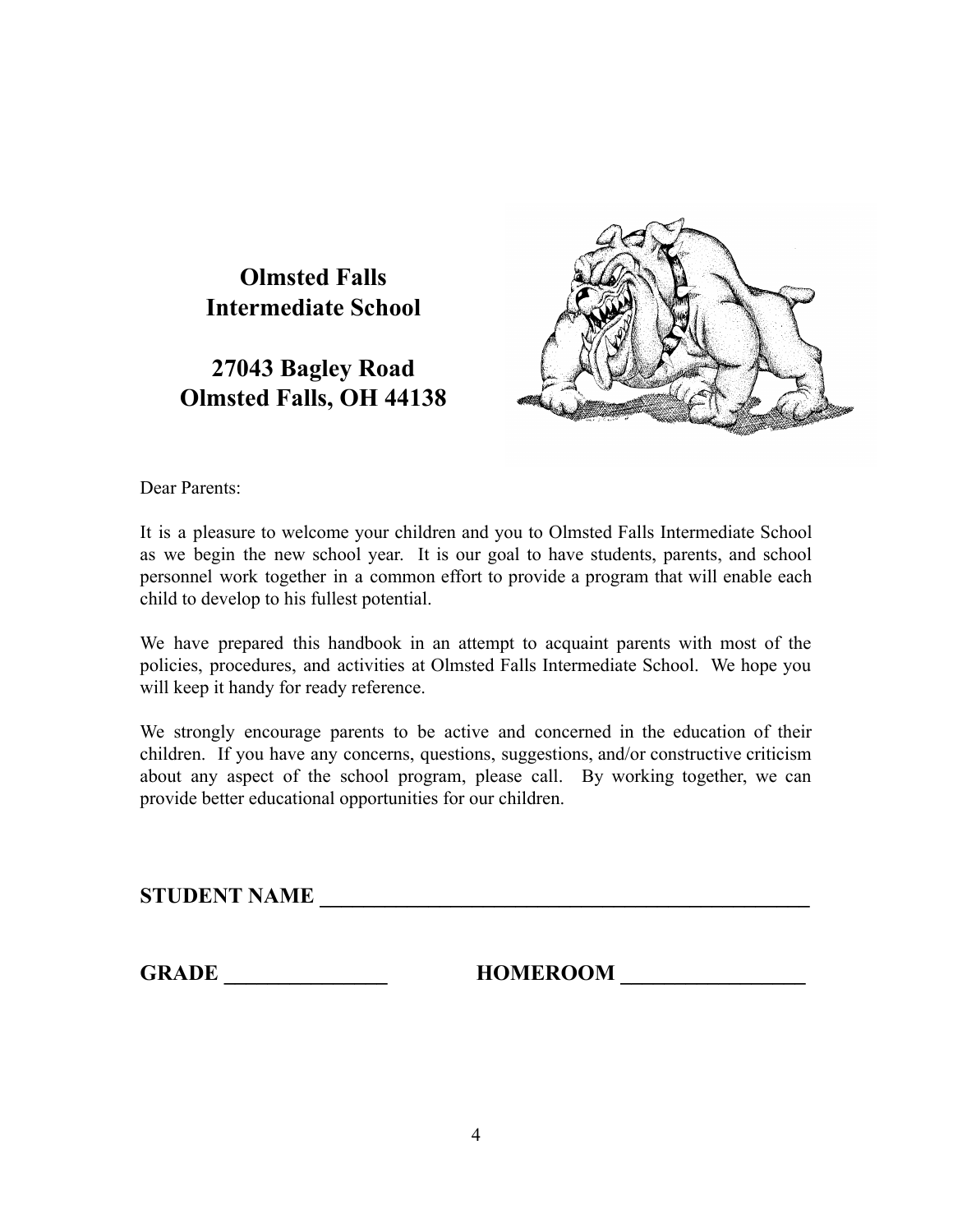# Olmsted Falls Intermediate School

## 27043 Bagley Road
## Olmsted Falls, OH 44138

Dear Parents:

It is a pleasure to welcome your children and you to Olmsted Falls Intermediate School as we begin the new school year. It is our goal to have students, parents, and school personnel work together in a common effort to provide a program that will enable each child to develop to his fullest potential.

We have prepared this handbook in an attempt to acquaint parents with most of the policies, procedures, and activities at Olmsted Falls Intermediate School. We hope you will keep it handy for ready reference.

We strongly encourage parents to be active and concerned in the education of their children. If you have any concerns, questions, suggestions, and/or constructive criticism about any aspect of the school program, please call. By working together, we can provide better educational opportunities for our children.

**STUDENT NAME ______________________________________________**

**GRADE _______________ HOMEROOM _________________**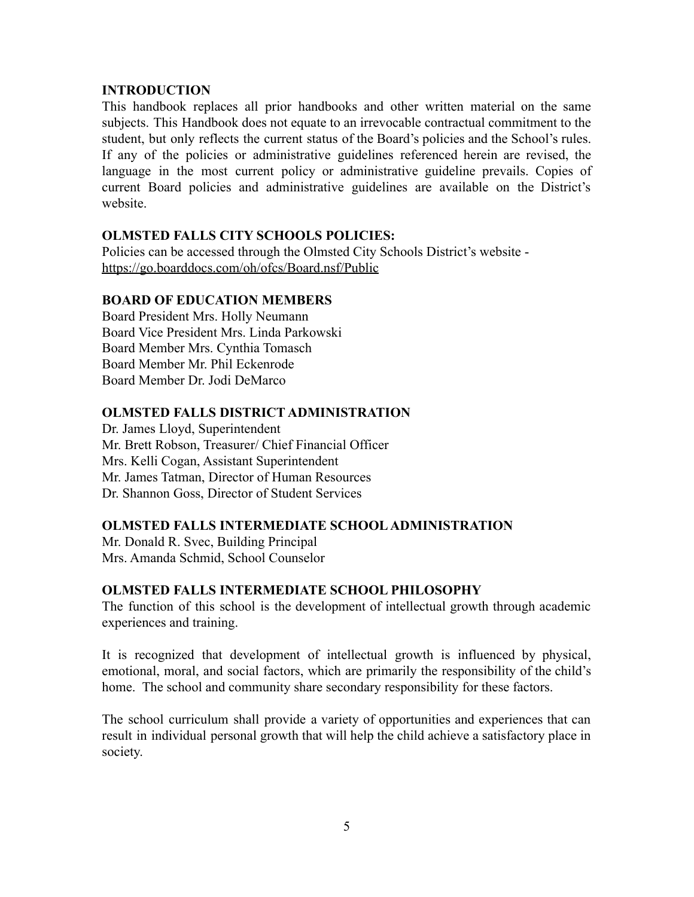## INTRODUCTION

This handbook replaces all prior handbooks and other written material on the same subjects. This Handbook does not equate to an irrevocable contractual commitment to the student, but only reflects the current status of the Board's policies and the School's rules. If any of the policies or administrative guidelines referenced herein are revised, the language in the most current policy or administrative guideline prevails. Copies of current Board policies and administrative guidelines are available on the District's website.

## OLMSTED FALLS CITY SCHOOLS POLICIES:

Policies can be accessed through the Olmsted City Schools District's website - https://go.boarddocs.com/oh/ofcs/Board.nsf/Public

## BOARD OF EDUCATION MEMBERS

Board President Mrs. Holly Neumann
Board Vice President Mrs. Linda Parkowski
Board Member Mrs. Cynthia Tomasch
Board Member Mr. Phil Eckenrode
Board Member Dr. Jodi DeMarco

## OLMSTED FALLS DISTRICT ADMINISTRATION

Dr. James Lloyd, Superintendent
Mr. Brett Robson, Treasurer/ Chief Financial Officer
Mrs. Kelli Cogan, Assistant Superintendent
Mr. James Tatman, Director of Human Resources
Dr. Shannon Goss, Director of Student Services

## OLMSTED FALLS INTERMEDIATE SCHOOL ADMINISTRATION

Mr. Donald R. Svec, Building Principal
Mrs. Amanda Schmid, School Counselor

## OLMSTED FALLS INTERMEDIATE SCHOOL PHILOSOPHY

The function of this school is the development of intellectual growth through academic experiences and training.

It is recognized that development of intellectual growth is influenced by physical, emotional, moral, and social factors, which are primarily the responsibility of the child's home. The school and community share secondary responsibility for these factors.

The school curriculum shall provide a variety of opportunities and experiences that can result in individual personal growth that will help the child achieve a satisfactory place in society.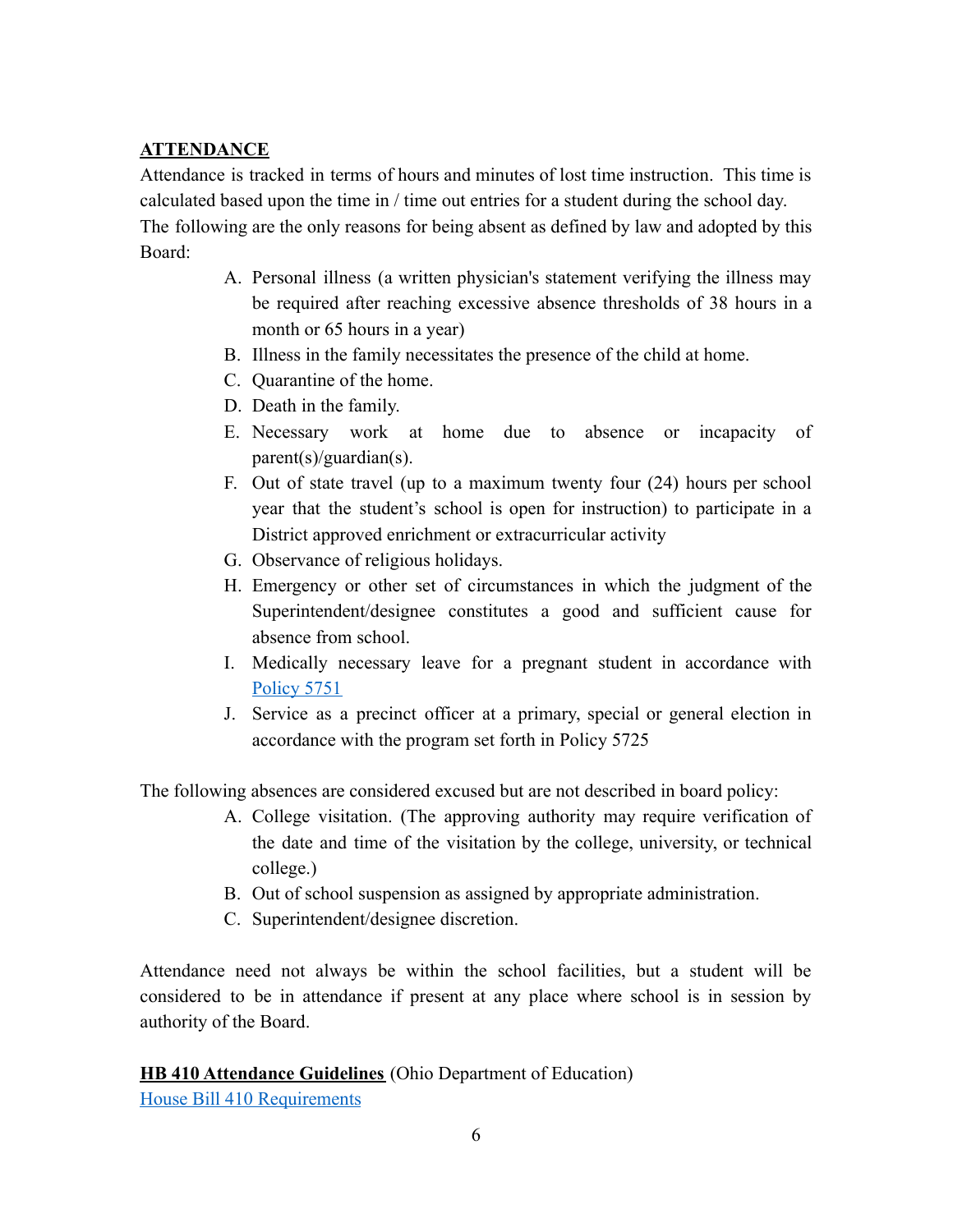**ATTENDANCE**

Attendance is tracked in terms of hours and minutes of lost time instruction. This time is calculated based upon the time in / time out entries for a student during the school day.

The following are the only reasons for being absent as defined by law and adopted by this Board:

A. Personal illness (a written physician's statement verifying the illness may be required after reaching excessive absence thresholds of 38 hours in a month or 65 hours in a year)
B. Illness in the family necessitates the presence of the child at home.
C. Quarantine of the home.
D. Death in the family.
E. Necessary work at home due to absence or incapacity of parent(s)/guardian(s).
F. Out of state travel (up to a maximum twenty four (24) hours per school year that the student's school is open for instruction) to participate in a District approved enrichment or extracurricular activity
G. Observance of religious holidays.
H. Emergency or other set of circumstances in which the judgment of the Superintendent/designee constitutes a good and sufficient cause for absence from school.
I. Medically necessary leave for a pregnant student in accordance with Policy 5751
J. Service as a precinct officer at a primary, special or general election in accordance with the program set forth in Policy 5725

The following absences are considered excused but are not described in board policy:

A. College visitation. (The approving authority may require verification of the date and time of the visitation by the college, university, or technical college.)
B. Out of school suspension as assigned by appropriate administration.
C. Superintendent/designee discretion.

Attendance need not always be within the school facilities, but a student will be considered to be in attendance if present at any place where school is in session by authority of the Board.

**HB 410 Attendance Guidelines** (Ohio Department of Education)

House Bill 410 Requirements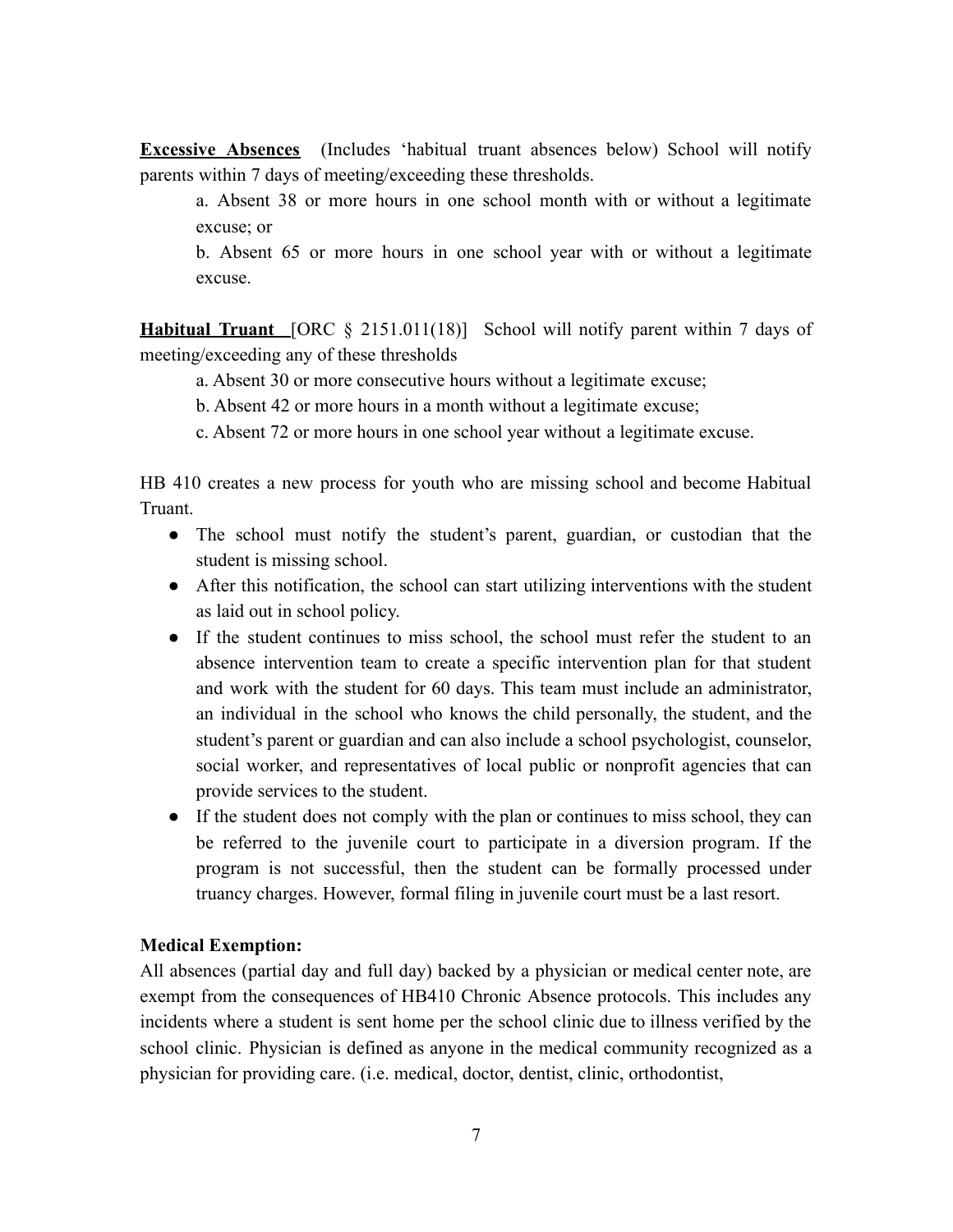**<u>Excessive Absences</u>** (Includes 'habitual truant absences below) School will notify parents within 7 days of meeting/exceeding these thresholds.

a. Absent 38 or more hours in one school month with or without a legitimate excuse; or

b. Absent 65 or more hours in one school year with or without a legitimate excuse.

**<u>Habitual Truant</u>** [ORC § 2151.011(18)] School will notify parent within 7 days of meeting/exceeding any of these thresholds

a. Absent 30 or more consecutive hours without a legitimate excuse;

b. Absent 42 or more hours in a month without a legitimate excuse;

c. Absent 72 or more hours in one school year without a legitimate excuse.

HB 410 creates a new process for youth who are missing school and become Habitual Truant.

- The school must notify the student's parent, guardian, or custodian that the student is missing school.
- After this notification, the school can start utilizing interventions with the student as laid out in school policy.
- If the student continues to miss school, the school must refer the student to an absence intervention team to create a specific intervention plan for that student and work with the student for 60 days. This team must include an administrator, an individual in the school who knows the child personally, the student, and the student's parent or guardian and can also include a school psychologist, counselor, social worker, and representatives of local public or nonprofit agencies that can provide services to the student.
- If the student does not comply with the plan or continues to miss school, they can be referred to the juvenile court to participate in a diversion program. If the program is not successful, then the student can be formally processed under truancy charges. However, formal filing in juvenile court must be a last resort.

**Medical Exemption:**

All absences (partial day and full day) backed by a physician or medical center note, are exempt from the consequences of HB410 Chronic Absence protocols. This includes any incidents where a student is sent home per the school clinic due to illness verified by the school clinic. Physician is defined as anyone in the medical community recognized as a physician for providing care. (i.e. medical, doctor, dentist, clinic, orthodontist,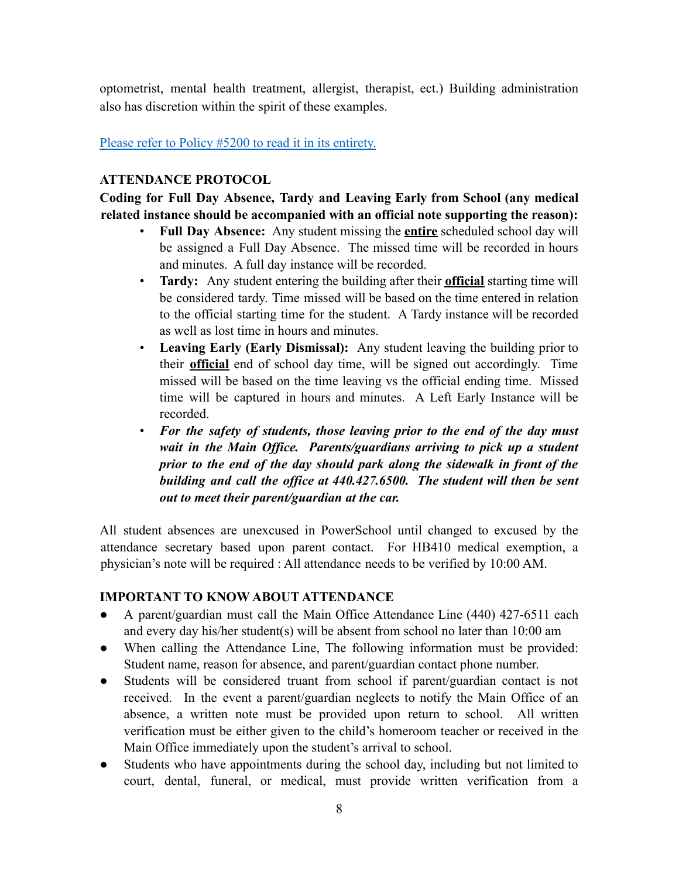optometrist, mental health treatment, allergist, therapist, ect.) Building administration also has discretion within the spirit of these examples.

[Please refer to Policy #5200 to read it in its entirety.]

**ATTENDANCE PROTOCOL**

**Coding for Full Day Absence, Tardy and Leaving Early from School (any medical related instance should be accompanied with an official note supporting the reason):**

- **Full Day Absence:** Any student missing the **entire** scheduled school day will be assigned a Full Day Absence. The missed time will be recorded in hours and minutes. A full day instance will be recorded.
- **Tardy:** Any student entering the building after their **official** starting time will be considered tardy. Time missed will be based on the time entered in relation to the official starting time for the student. A Tardy instance will be recorded as well as lost time in hours and minutes.
- **Leaving Early (Early Dismissal):** Any student leaving the building prior to their **official** end of school day time, will be signed out accordingly. Time missed will be based on the time leaving vs the official ending time. Missed time will be captured in hours and minutes. A Left Early Instance will be recorded.
- ***For the safety of students, those leaving prior to the end of the day must wait in the Main Office. Parents/guardians arriving to pick up a student prior to the end of the day should park along the sidewalk in front of the building and call the office at 440.427.6500. The student will then be sent out to meet their parent/guardian at the car.***

All student absences are unexcused in PowerSchool until changed to excused by the attendance secretary based upon parent contact. For HB410 medical exemption, a physician's note will be required : All attendance needs to be verified by 10:00 AM.

**IMPORTANT TO KNOW ABOUT ATTENDANCE**

- A parent/guardian must call the Main Office Attendance Line (440) 427-6511 each and every day his/her student(s) will be absent from school no later than 10:00 am
- When calling the Attendance Line, The following information must be provided: Student name, reason for absence, and parent/guardian contact phone number.
- Students will be considered truant from school if parent/guardian contact is not received. In the event a parent/guardian neglects to notify the Main Office of an absence, a written note must be provided upon return to school. All written verification must be either given to the child's homeroom teacher or received in the Main Office immediately upon the student's arrival to school.
- Students who have appointments during the school day, including but not limited to court, dental, funeral, or medical, must provide written verification from a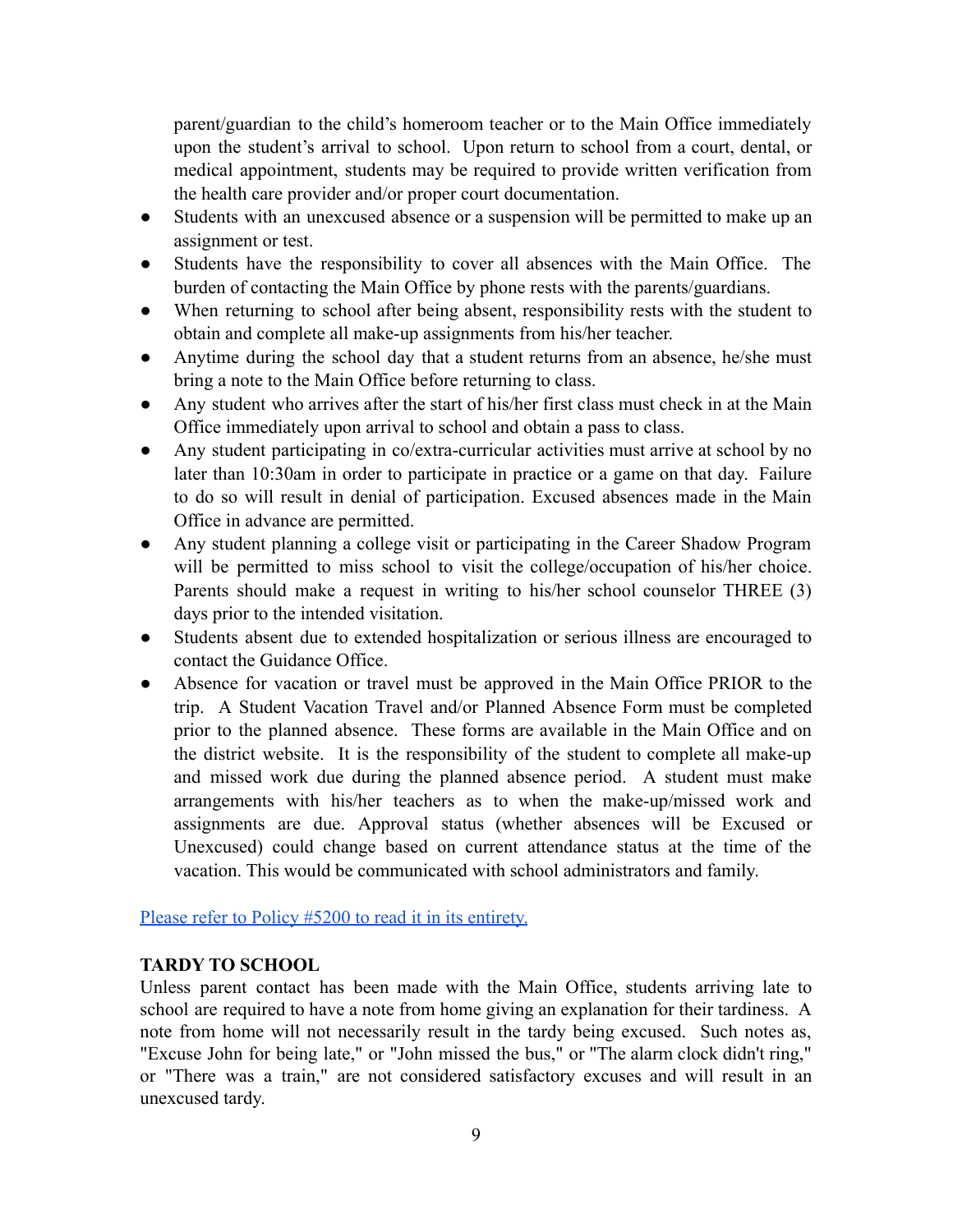parent/guardian to the child's homeroom teacher or to the Main Office immediately upon the student's arrival to school. Upon return to school from a court, dental, or medical appointment, students may be required to provide written verification from the health care provider and/or proper court documentation.

- Students with an unexcused absence or a suspension will be permitted to make up an assignment or test.
- Students have the responsibility to cover all absences with the Main Office. The burden of contacting the Main Office by phone rests with the parents/guardians.
- When returning to school after being absent, responsibility rests with the student to obtain and complete all make-up assignments from his/her teacher.
- Anytime during the school day that a student returns from an absence, he/she must bring a note to the Main Office before returning to class.
- Any student who arrives after the start of his/her first class must check in at the Main Office immediately upon arrival to school and obtain a pass to class.
- Any student participating in co/extra-curricular activities must arrive at school by no later than 10:30am in order to participate in practice or a game on that day. Failure to do so will result in denial of participation. Excused absences made in the Main Office in advance are permitted.
- Any student planning a college visit or participating in the Career Shadow Program will be permitted to miss school to visit the college/occupation of his/her choice. Parents should make a request in writing to his/her school counselor THREE (3) days prior to the intended visitation.
- Students absent due to extended hospitalization or serious illness are encouraged to contact the Guidance Office.
- Absence for vacation or travel must be approved in the Main Office PRIOR to the trip. A Student Vacation Travel and/or Planned Absence Form must be completed prior to the planned absence. These forms are available in the Main Office and on the district website. It is the responsibility of the student to complete all make-up and missed work due during the planned absence period. A student must make arrangements with his/her teachers as to when the make-up/missed work and assignments are due. Approval status (whether absences will be Excused or Unexcused) could change based on current attendance status at the time of the vacation. This would be communicated with school administrators and family.

Please refer to Policy #5200 to read it in its entirety.

**TARDY TO SCHOOL**

Unless parent contact has been made with the Main Office, students arriving late to school are required to have a note from home giving an explanation for their tardiness. A note from home will not necessarily result in the tardy being excused. Such notes as, "Excuse John for being late," or "John missed the bus," or "The alarm clock didn't ring," or "There was a train," are not considered satisfactory excuses and will result in an unexcused tardy.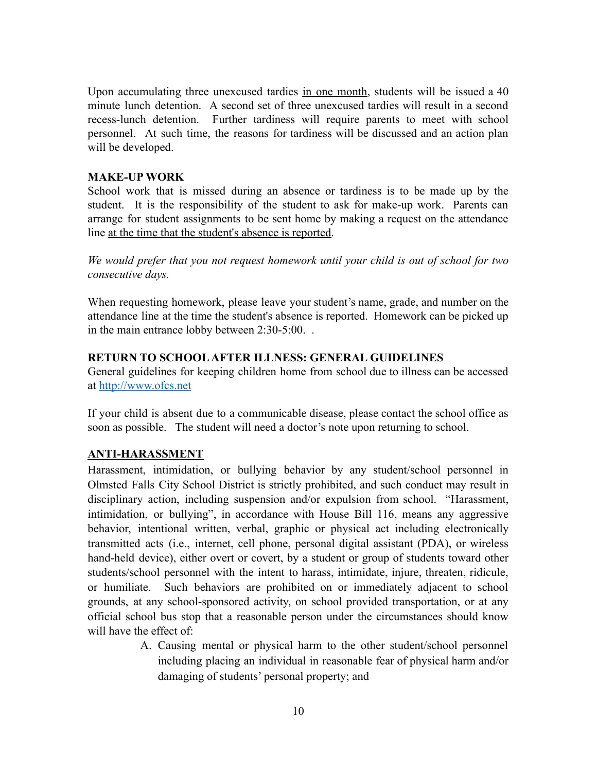Upon accumulating three unexcused tardies <u>in one month</u>, students will be issued a 40 minute lunch detention. A second set of three unexcused tardies will result in a second recess-lunch detention. Further tardiness will require parents to meet with school personnel. At such time, the reasons for tardiness will be discussed and an action plan will be developed.

**MAKE-UP WORK**

School work that is missed during an absence or tardiness is to be made up by the student. It is the responsibility of the student to ask for make-up work. Parents can arrange for student assignments to be sent home by making a request on the attendance line <u>at the time that the student's absence is reported</u>.

*We would prefer that you not request homework until your child is out of school for two consecutive days.*

When requesting homework, please leave your student's name, grade, and number on the attendance line at the time the student's absence is reported. Homework can be picked up in the main entrance lobby between 2:30-5:00. .

**RETURN TO SCHOOL AFTER ILLNESS: GENERAL GUIDELINES**

General guidelines for keeping children home from school due to illness can be accessed at [http://www.ofcs.net](http://www.ofcs.net)

If your child is absent due to a communicable disease, please contact the school office as soon as possible. The student will need a doctor's note upon returning to school.

**<u>ANTI-HARASSMENT</u>**

Harassment, intimidation, or bullying behavior by any student/school personnel in Olmsted Falls City School District is strictly prohibited, and such conduct may result in disciplinary action, including suspension and/or expulsion from school. "Harassment, intimidation, or bullying", in accordance with House Bill 116, means any aggressive behavior, intentional written, verbal, graphic or physical act including electronically transmitted acts (i.e., internet, cell phone, personal digital assistant (PDA), or wireless hand-held device), either overt or covert, by a student or group of students toward other students/school personnel with the intent to harass, intimidate, injure, threaten, ridicule, or humiliate. Such behaviors are prohibited on or immediately adjacent to school grounds, at any school-sponsored activity, on school provided transportation, or at any official school bus stop that a reasonable person under the circumstances should know will have the effect of:

A. Causing mental or physical harm to the other student/school personnel including placing an individual in reasonable fear of physical harm and/or damaging of students' personal property; and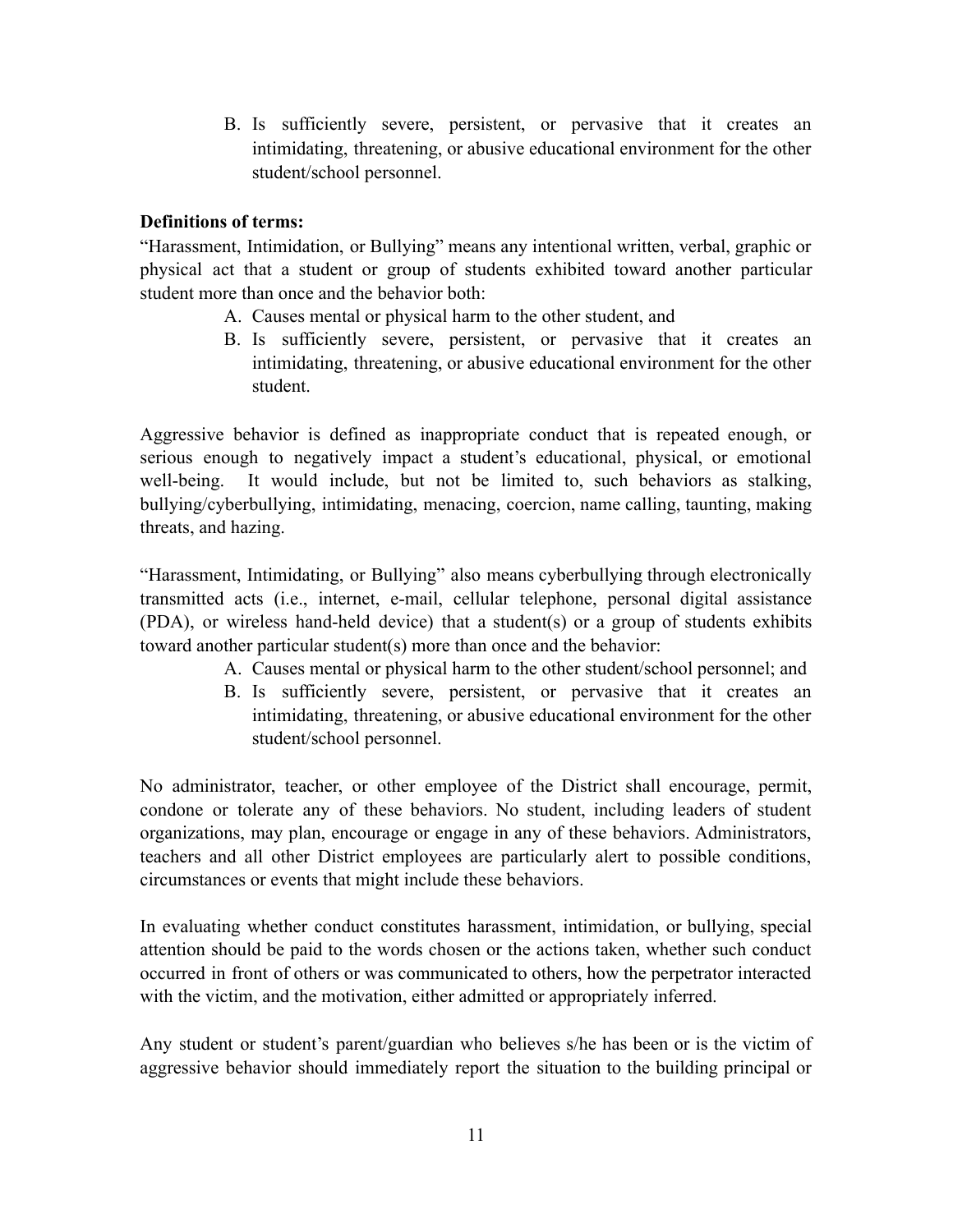B. Is sufficiently severe, persistent, or pervasive that it creates an intimidating, threatening, or abusive educational environment for the other student/school personnel.

**Definitions of terms:**

"Harassment, Intimidation, or Bullying" means any intentional written, verbal, graphic or physical act that a student or group of students exhibited toward another particular student more than once and the behavior both:

A. Causes mental or physical harm to the other student, and
B. Is sufficiently severe, persistent, or pervasive that it creates an intimidating, threatening, or abusive educational environment for the other student.

Aggressive behavior is defined as inappropriate conduct that is repeated enough, or serious enough to negatively impact a student's educational, physical, or emotional well-being. It would include, but not be limited to, such behaviors as stalking, bullying/cyberbullying, intimidating, menacing, coercion, name calling, taunting, making threats, and hazing.

"Harassment, Intimidating, or Bullying" also means cyberbullying through electronically transmitted acts (i.e., internet, e-mail, cellular telephone, personal digital assistance (PDA), or wireless hand-held device) that a student(s) or a group of students exhibits toward another particular student(s) more than once and the behavior:

A. Causes mental or physical harm to the other student/school personnel; and
B. Is sufficiently severe, persistent, or pervasive that it creates an intimidating, threatening, or abusive educational environment for the other student/school personnel.

No administrator, teacher, or other employee of the District shall encourage, permit, condone or tolerate any of these behaviors. No student, including leaders of student organizations, may plan, encourage or engage in any of these behaviors. Administrators, teachers and all other District employees are particularly alert to possible conditions, circumstances or events that might include these behaviors.

In evaluating whether conduct constitutes harassment, intimidation, or bullying, special attention should be paid to the words chosen or the actions taken, whether such conduct occurred in front of others or was communicated to others, how the perpetrator interacted with the victim, and the motivation, either admitted or appropriately inferred.

Any student or student's parent/guardian who believes s/he has been or is the victim of aggressive behavior should immediately report the situation to the building principal or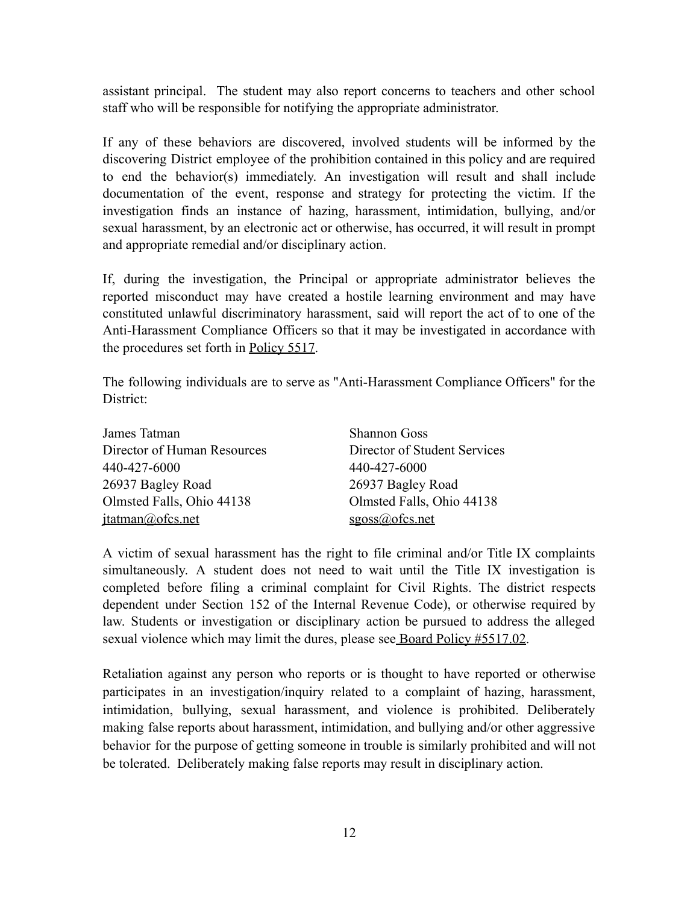assistant principal. The student may also report concerns to teachers and other school staff who will be responsible for notifying the appropriate administrator.

If any of these behaviors are discovered, involved students will be informed by the discovering District employee of the prohibition contained in this policy and are required to end the behavior(s) immediately. An investigation will result and shall include documentation of the event, response and strategy for protecting the victim. If the investigation finds an instance of hazing, harassment, intimidation, bullying, and/or sexual harassment, by an electronic act or otherwise, has occurred, it will result in prompt and appropriate remedial and/or disciplinary action.

If, during the investigation, the Principal or appropriate administrator believes the reported misconduct may have created a hostile learning environment and may have constituted unlawful discriminatory harassment, said will report the act of to one of the Anti-Harassment Compliance Officers so that it may be investigated in accordance with the procedures set forth in Policy 5517.

The following individuals are to serve as "Anti-Harassment Compliance Officers" for the District:

James Tatman
Director of Human Resources
440-427-6000
26937 Bagley Road
Olmsted Falls, Ohio 44138
jtatman@ofcs.net

Shannon Goss
Director of Student Services
440-427-6000
26937 Bagley Road
Olmsted Falls, Ohio 44138
sgoss@ofcs.net

A victim of sexual harassment has the right to file criminal and/or Title IX complaints simultaneously. A student does not need to wait until the Title IX investigation is completed before filing a criminal complaint for Civil Rights. The district respects dependent under Section 152 of the Internal Revenue Code), or otherwise required by law. Students or investigation or disciplinary action be pursued to address the alleged sexual violence which may limit the dures, please see Board Policy #5517.02.

Retaliation against any person who reports or is thought to have reported or otherwise participates in an investigation/inquiry related to a complaint of hazing, harassment, intimidation, bullying, sexual harassment, and violence is prohibited. Deliberately making false reports about harassment, intimidation, and bullying and/or other aggressive behavior for the purpose of getting someone in trouble is similarly prohibited and will not be tolerated. Deliberately making false reports may result in disciplinary action.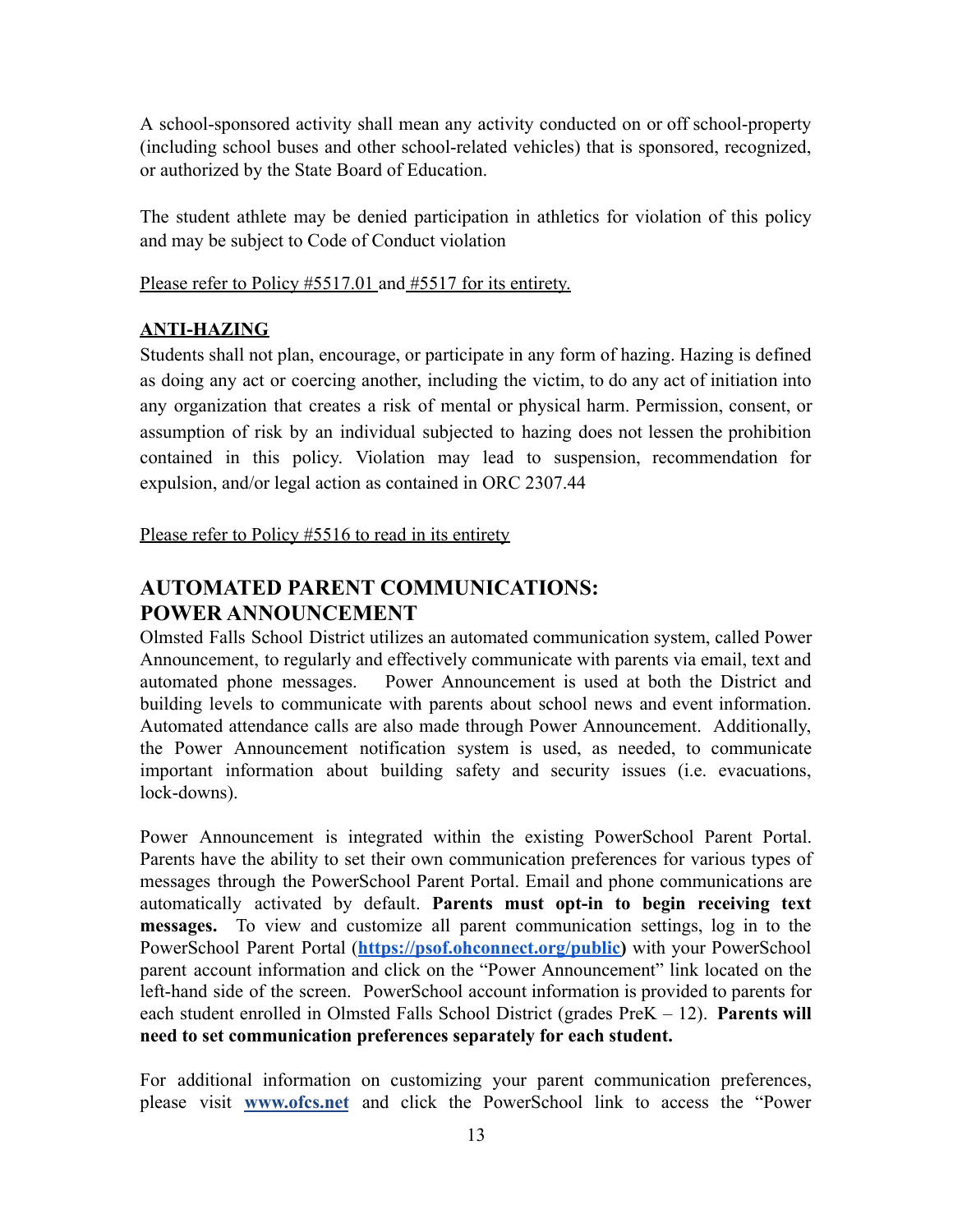A school-sponsored activity shall mean any activity conducted on or off school-property (including school buses and other school-related vehicles) that is sponsored, recognized, or authorized by the State Board of Education.

The student athlete may be denied participation in athletics for violation of this policy and may be subject to Code of Conduct violation

Please refer to Policy #5517.01 and #5517 for its entirety.

### ANTI-HAZING

Students shall not plan, encourage, or participate in any form of hazing. Hazing is defined as doing any act or coercing another, including the victim, to do any act of initiation into any organization that creates a risk of mental or physical harm. Permission, consent, or assumption of risk by an individual subjected to hazing does not lessen the prohibition contained in this policy. Violation may lead to suspension, recommendation for expulsion, and/or legal action as contained in ORC 2307.44

Please refer to Policy #5516 to read in its entirety

## AUTOMATED PARENT COMMUNICATIONS: POWER ANNOUNCEMENT

Olmsted Falls School District utilizes an automated communication system, called Power Announcement, to regularly and effectively communicate with parents via email, text and automated phone messages. Power Announcement is used at both the District and building levels to communicate with parents about school news and event information. Automated attendance calls are also made through Power Announcement. Additionally, the Power Announcement notification system is used, as needed, to communicate important information about building safety and security issues (i.e. evacuations, lock-downs).

Power Announcement is integrated within the existing PowerSchool Parent Portal. Parents have the ability to set their own communication preferences for various types of messages through the PowerSchool Parent Portal. Email and phone communications are automatically activated by default. **Parents must opt-in to begin receiving text messages.** To view and customize all parent communication settings, log in to the PowerSchool Parent Portal (**https://psof.ohconnect.org/public**) with your PowerSchool parent account information and click on the "Power Announcement" link located on the left-hand side of the screen. PowerSchool account information is provided to parents for each student enrolled in Olmsted Falls School District (grades PreK – 12). **Parents will need to set communication preferences separately for each student.**

For additional information on customizing your parent communication preferences, please visit **www.ofcs.net** and click the PowerSchool link to access the "Power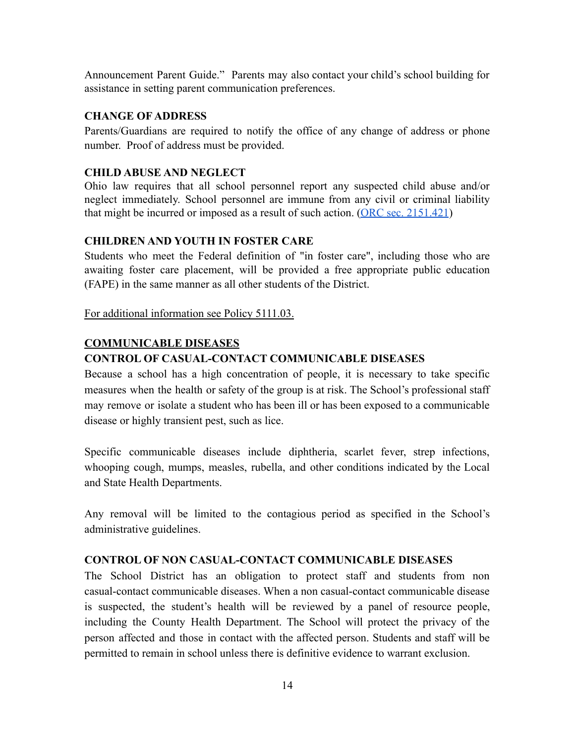Announcement Parent Guide." Parents may also contact your child's school building for assistance in setting parent communication preferences.

**CHANGE OF ADDRESS**

Parents/Guardians are required to notify the office of any change of address or phone number. Proof of address must be provided.

**CHILD ABUSE AND NEGLECT**

Ohio law requires that all school personnel report any suspected child abuse and/or neglect immediately. School personnel are immune from any civil or criminal liability that might be incurred or imposed as a result of such action. (ORC sec. 2151.421)

**CHILDREN AND YOUTH IN FOSTER CARE**

Students who meet the Federal definition of "in foster care", including those who are awaiting foster care placement, will be provided a free appropriate public education (FAPE) in the same manner as all other students of the District.

For additional information see Policy 5111.03.

**COMMUNICABLE DISEASES**

**CONTROL OF CASUAL-CONTACT COMMUNICABLE DISEASES**

Because a school has a high concentration of people, it is necessary to take specific measures when the health or safety of the group is at risk. The School's professional staff may remove or isolate a student who has been ill or has been exposed to a communicable disease or highly transient pest, such as lice.

Specific communicable diseases include diphtheria, scarlet fever, strep infections, whooping cough, mumps, measles, rubella, and other conditions indicated by the Local and State Health Departments.

Any removal will be limited to the contagious period as specified in the School's administrative guidelines.

**CONTROL OF NON CASUAL-CONTACT COMMUNICABLE DISEASES**

The School District has an obligation to protect staff and students from non casual-contact communicable diseases. When a non casual-contact communicable disease is suspected, the student's health will be reviewed by a panel of resource people, including the County Health Department. The School will protect the privacy of the person affected and those in contact with the affected person. Students and staff will be permitted to remain in school unless there is definitive evidence to warrant exclusion.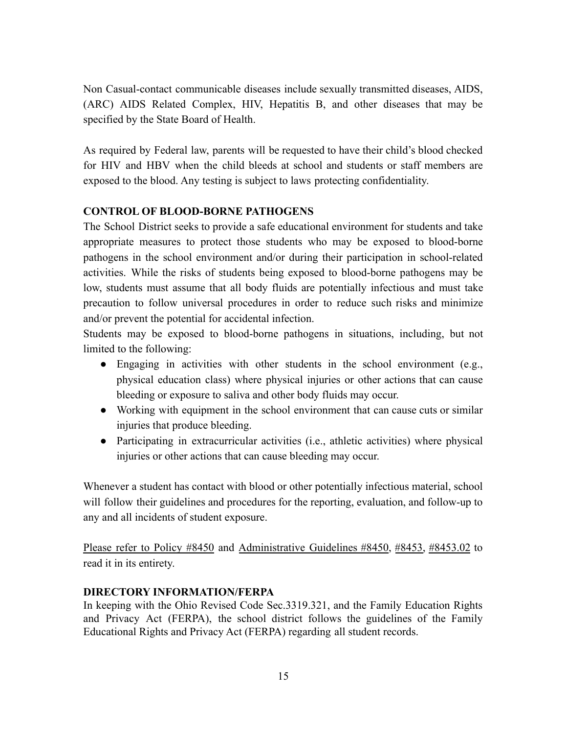Non Casual-contact communicable diseases include sexually transmitted diseases, AIDS, (ARC) AIDS Related Complex, HIV, Hepatitis B, and other diseases that may be specified by the State Board of Health.

As required by Federal law, parents will be requested to have their child's blood checked for HIV and HBV when the child bleeds at school and students or staff members are exposed to the blood. Any testing is subject to laws protecting confidentiality.

**CONTROL OF BLOOD-BORNE PATHOGENS**

The School District seeks to provide a safe educational environment for students and take appropriate measures to protect those students who may be exposed to blood-borne pathogens in the school environment and/or during their participation in school-related activities. While the risks of students being exposed to blood-borne pathogens may be low, students must assume that all body fluids are potentially infectious and must take precaution to follow universal procedures in order to reduce such risks and minimize and/or prevent the potential for accidental infection.

Students may be exposed to blood-borne pathogens in situations, including, but not limited to the following:

- Engaging in activities with other students in the school environment (e.g., physical education class) where physical injuries or other actions that can cause bleeding or exposure to saliva and other body fluids may occur.
- Working with equipment in the school environment that can cause cuts or similar injuries that produce bleeding.
- Participating in extracurricular activities (i.e., athletic activities) where physical injuries or other actions that can cause bleeding may occur.

Whenever a student has contact with blood or other potentially infectious material, school will follow their guidelines and procedures for the reporting, evaluation, and follow-up to any and all incidents of student exposure.

Please refer to Policy #8450 and Administrative Guidelines #8450, #8453, #8453.02 to read it in its entirety.

**DIRECTORY INFORMATION/FERPA**

In keeping with the Ohio Revised Code Sec.3319.321, and the Family Education Rights and Privacy Act (FERPA), the school district follows the guidelines of the Family Educational Rights and Privacy Act (FERPA) regarding all student records.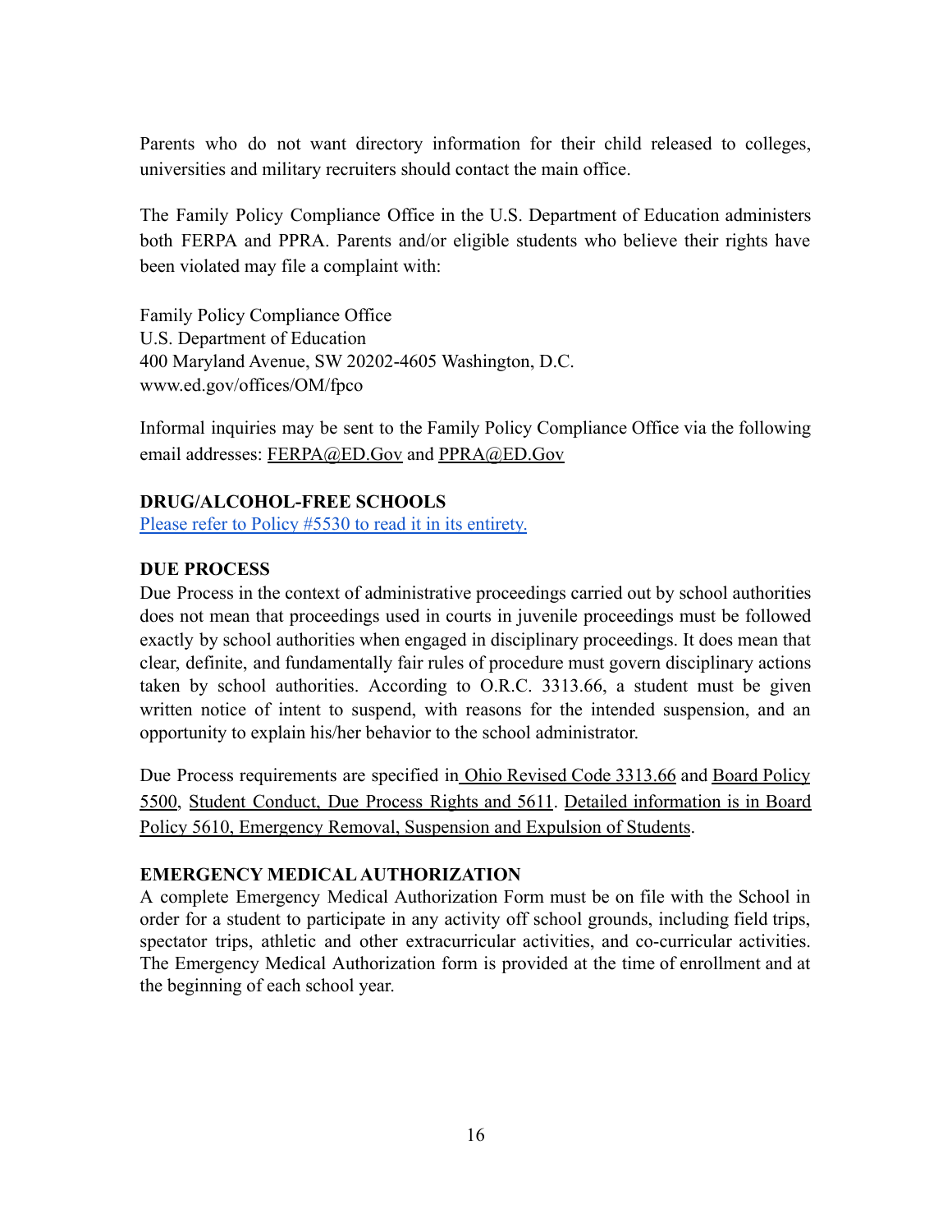Parents who do not want directory information for their child released to colleges, universities and military recruiters should contact the main office.

The Family Policy Compliance Office in the U.S. Department of Education administers both FERPA and PPRA. Parents and/or eligible students who believe their rights have been violated may file a complaint with:

Family Policy Compliance Office
U.S. Department of Education
400 Maryland Avenue, SW 20202-4605 Washington, D.C.
www.ed.gov/offices/OM/fpco

Informal inquiries may be sent to the Family Policy Compliance Office via the following email addresses: FERPA@ED.Gov and PPRA@ED.Gov

**DRUG/ALCOHOL-FREE SCHOOLS**

Please refer to Policy #5530 to read it in its entirety.

**DUE PROCESS**

Due Process in the context of administrative proceedings carried out by school authorities does not mean that proceedings used in courts in juvenile proceedings must be followed exactly by school authorities when engaged in disciplinary proceedings. It does mean that clear, definite, and fundamentally fair rules of procedure must govern disciplinary actions taken by school authorities. According to O.R.C. 3313.66, a student must be given written notice of intent to suspend, with reasons for the intended suspension, and an opportunity to explain his/her behavior to the school administrator.

Due Process requirements are specified in Ohio Revised Code 3313.66 and Board Policy 5500, Student Conduct, Due Process Rights and 5611. Detailed information is in Board Policy 5610, Emergency Removal, Suspension and Expulsion of Students.

**EMERGENCY MEDICAL AUTHORIZATION**

A complete Emergency Medical Authorization Form must be on file with the School in order for a student to participate in any activity off school grounds, including field trips, spectator trips, athletic and other extracurricular activities, and co-curricular activities. The Emergency Medical Authorization form is provided at the time of enrollment and at the beginning of each school year.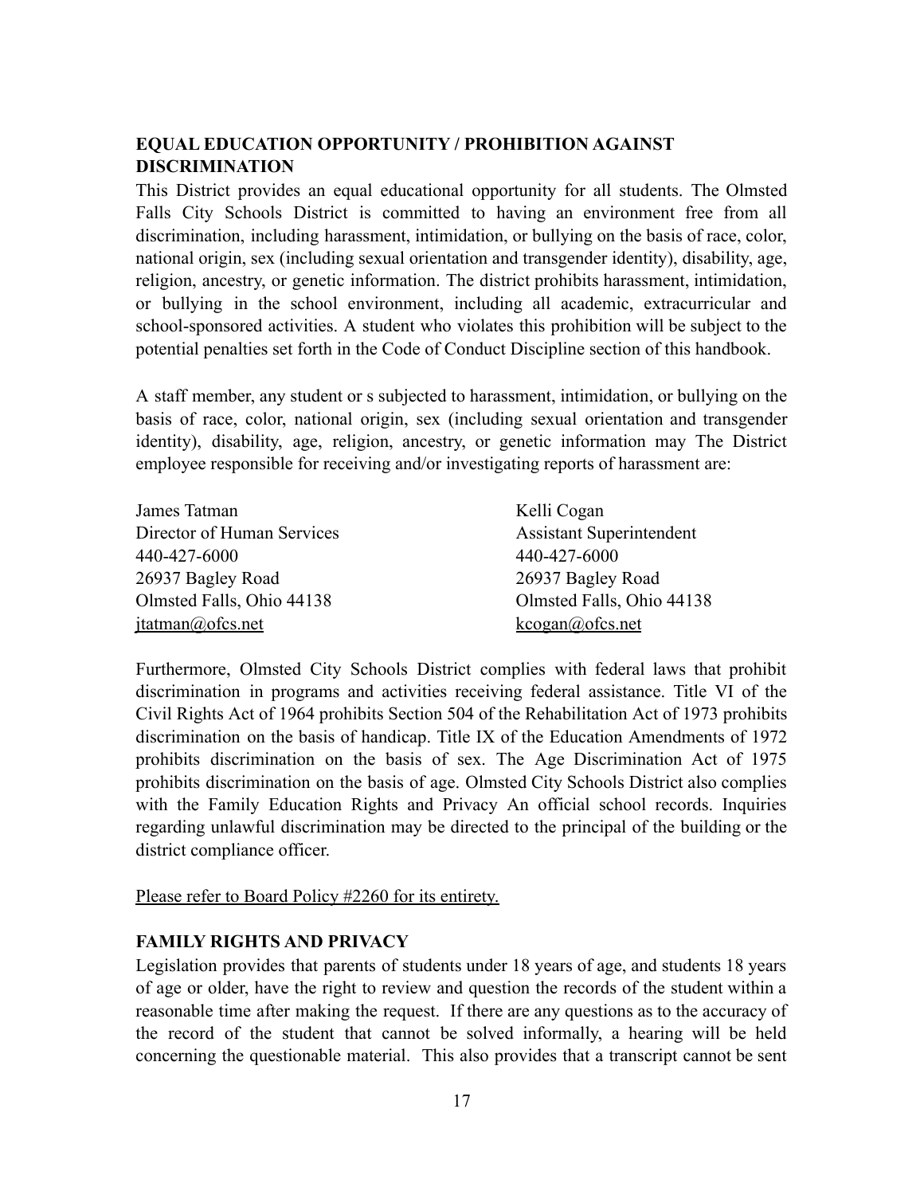## EQUAL EDUCATION OPPORTUNITY / PROHIBITION AGAINST DISCRIMINATION

This District provides an equal educational opportunity for all students. The Olmsted Falls City Schools District is committed to having an environment free from all discrimination, including harassment, intimidation, or bullying on the basis of race, color, national origin, sex (including sexual orientation and transgender identity), disability, age, religion, ancestry, or genetic information. The district prohibits harassment, intimidation, or bullying in the school environment, including all academic, extracurricular and school-sponsored activities. A student who violates this prohibition will be subject to the potential penalties set forth in the Code of Conduct Discipline section of this handbook.

A staff member, any student or s subjected to harassment, intimidation, or bullying on the basis of race, color, national origin, sex (including sexual orientation and transgender identity), disability, age, religion, ancestry, or genetic information may The District employee responsible for receiving and/or investigating reports of harassment are:

James Tatman
Director of Human Services
440-427-6000
26937 Bagley Road
Olmsted Falls, Ohio 44138
jtatman@ofcs.net

Kelli Cogan
Assistant Superintendent
440-427-6000
26937 Bagley Road
Olmsted Falls, Ohio 44138
kcogan@ofcs.net

Furthermore, Olmsted City Schools District complies with federal laws that prohibit discrimination in programs and activities receiving federal assistance. Title VI of the Civil Rights Act of 1964 prohibits Section 504 of the Rehabilitation Act of 1973 prohibits discrimination on the basis of handicap. Title IX of the Education Amendments of 1972 prohibits discrimination on the basis of sex. The Age Discrimination Act of 1975 prohibits discrimination on the basis of age. Olmsted City Schools District also complies with the Family Education Rights and Privacy An official school records. Inquiries regarding unlawful discrimination may be directed to the principal of the building or the district compliance officer.

Please refer to Board Policy #2260 for its entirety.

## FAMILY RIGHTS AND PRIVACY

Legislation provides that parents of students under 18 years of age, and students 18 years of age or older, have the right to review and question the records of the student within a reasonable time after making the request. If there are any questions as to the accuracy of the record of the student that cannot be solved informally, a hearing will be held concerning the questionable material. This also provides that a transcript cannot be sent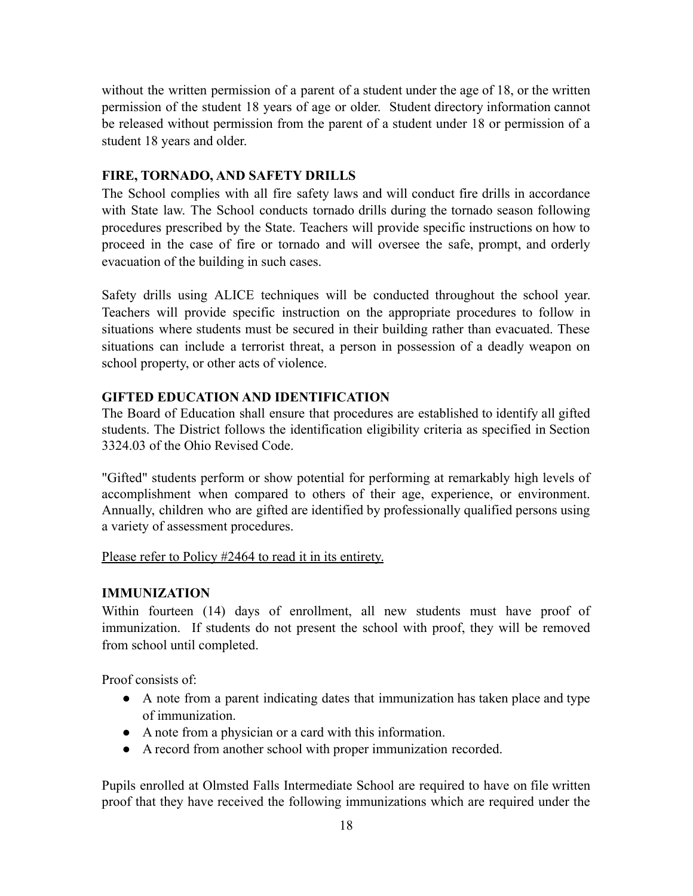without the written permission of a parent of a student under the age of 18, or the written permission of the student 18 years of age or older. Student directory information cannot be released without permission from the parent of a student under 18 or permission of a student 18 years and older.

**FIRE, TORNADO, AND SAFETY DRILLS**

The School complies with all fire safety laws and will conduct fire drills in accordance with State law. The School conducts tornado drills during the tornado season following procedures prescribed by the State. Teachers will provide specific instructions on how to proceed in the case of fire or tornado and will oversee the safe, prompt, and orderly evacuation of the building in such cases.

Safety drills using ALICE techniques will be conducted throughout the school year. Teachers will provide specific instruction on the appropriate procedures to follow in situations where students must be secured in their building rather than evacuated. These situations can include a terrorist threat, a person in possession of a deadly weapon on school property, or other acts of violence.

**GIFTED EDUCATION AND IDENTIFICATION**

The Board of Education shall ensure that procedures are established to identify all gifted students. The District follows the identification eligibility criteria as specified in Section 3324.03 of the Ohio Revised Code.

"Gifted" students perform or show potential for performing at remarkably high levels of accomplishment when compared to others of their age, experience, or environment. Annually, children who are gifted are identified by professionally qualified persons using a variety of assessment procedures.

Please refer to Policy #2464 to read it in its entirety.

**IMMUNIZATION**

Within fourteen (14) days of enrollment, all new students must have proof of immunization. If students do not present the school with proof, they will be removed from school until completed.

Proof consists of:

- A note from a parent indicating dates that immunization has taken place and type of immunization.
- A note from a physician or a card with this information.
- A record from another school with proper immunization recorded.

Pupils enrolled at Olmsted Falls Intermediate School are required to have on file written proof that they have received the following immunizations which are required under the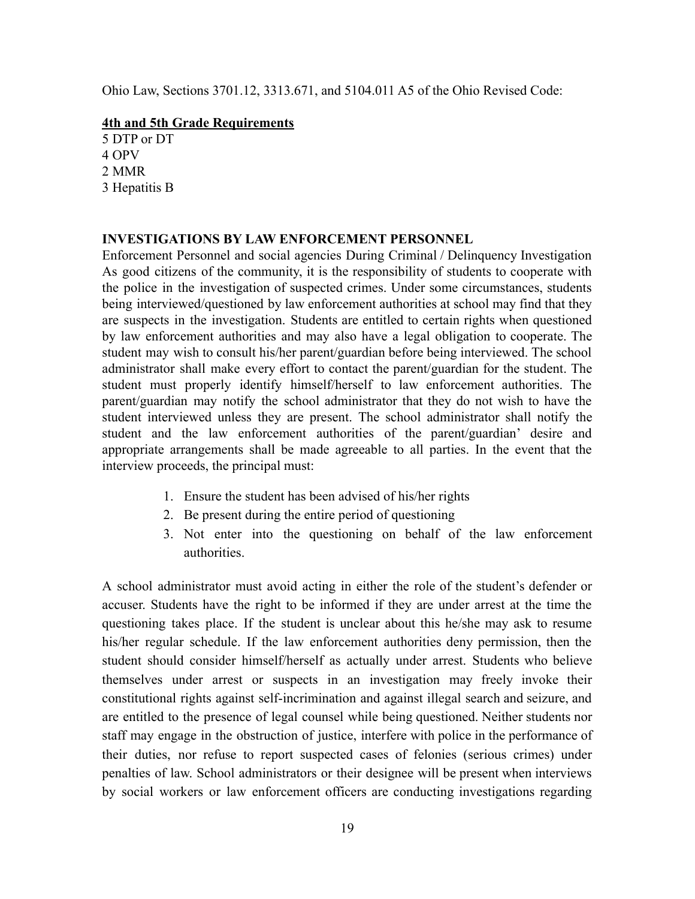Ohio Law, Sections 3701.12, 3313.671, and 5104.011 A5 of the Ohio Revised Code:

**4th and 5th Grade Requirements**

5 DTP or DT
4 OPV
2 MMR
3 Hepatitis B

**INVESTIGATIONS BY LAW ENFORCEMENT PERSONNEL**

Enforcement Personnel and social agencies During Criminal / Delinquency Investigation As good citizens of the community, it is the responsibility of students to cooperate with the police in the investigation of suspected crimes. Under some circumstances, students being interviewed/questioned by law enforcement authorities at school may find that they are suspects in the investigation. Students are entitled to certain rights when questioned by law enforcement authorities and may also have a legal obligation to cooperate. The student may wish to consult his/her parent/guardian before being interviewed. The school administrator shall make every effort to contact the parent/guardian for the student. The student must properly identify himself/herself to law enforcement authorities. The parent/guardian may notify the school administrator that they do not wish to have the student interviewed unless they are present. The school administrator shall notify the student and the law enforcement authorities of the parent/guardian' desire and appropriate arrangements shall be made agreeable to all parties. In the event that the interview proceeds, the principal must:

1. Ensure the student has been advised of his/her rights
2. Be present during the entire period of questioning
3. Not enter into the questioning on behalf of the law enforcement authorities.

A school administrator must avoid acting in either the role of the student's defender or accuser. Students have the right to be informed if they are under arrest at the time the questioning takes place. If the student is unclear about this he/she may ask to resume his/her regular schedule. If the law enforcement authorities deny permission, then the student should consider himself/herself as actually under arrest. Students who believe themselves under arrest or suspects in an investigation may freely invoke their constitutional rights against self-incrimination and against illegal search and seizure, and are entitled to the presence of legal counsel while being questioned. Neither students nor staff may engage in the obstruction of justice, interfere with police in the performance of their duties, nor refuse to report suspected cases of felonies (serious crimes) under penalties of law. School administrators or their designee will be present when interviews by social workers or law enforcement officers are conducting investigations regarding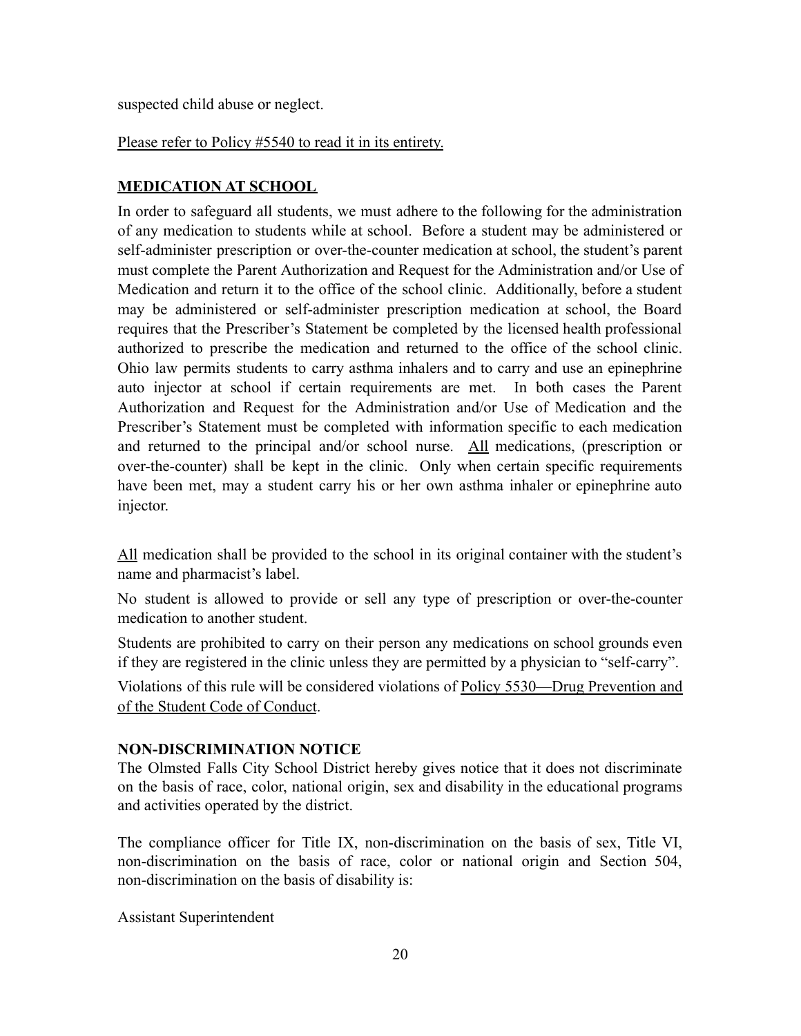suspected child abuse or neglect.

Please refer to Policy #5540 to read it in its entirety.

## MEDICATION AT SCHOOL

In order to safeguard all students, we must adhere to the following for the administration of any medication to students while at school. Before a student may be administered or self-administer prescription or over-the-counter medication at school, the student's parent must complete the Parent Authorization and Request for the Administration and/or Use of Medication and return it to the office of the school clinic. Additionally, before a student may be administered or self-administer prescription medication at school, the Board requires that the Prescriber's Statement be completed by the licensed health professional authorized to prescribe the medication and returned to the office of the school clinic. Ohio law permits students to carry asthma inhalers and to carry and use an epinephrine auto injector at school if certain requirements are met. In both cases the Parent Authorization and Request for the Administration and/or Use of Medication and the Prescriber's Statement must be completed with information specific to each medication and returned to the principal and/or school nurse. All medications, (prescription or over-the-counter) shall be kept in the clinic. Only when certain specific requirements have been met, may a student carry his or her own asthma inhaler or epinephrine auto injector.

All medication shall be provided to the school in its original container with the student's name and pharmacist's label.

No student is allowed to provide or sell any type of prescription or over-the-counter medication to another student.

Students are prohibited to carry on their person any medications on school grounds even if they are registered in the clinic unless they are permitted by a physician to "self-carry".

Violations of this rule will be considered violations of Policy 5530—Drug Prevention and of the Student Code of Conduct.

## NON-DISCRIMINATION NOTICE

The Olmsted Falls City School District hereby gives notice that it does not discriminate on the basis of race, color, national origin, sex and disability in the educational programs and activities operated by the district.

The compliance officer for Title IX, non-discrimination on the basis of sex, Title VI, non-discrimination on the basis of race, color or national origin and Section 504, non-discrimination on the basis of disability is:

Assistant Superintendent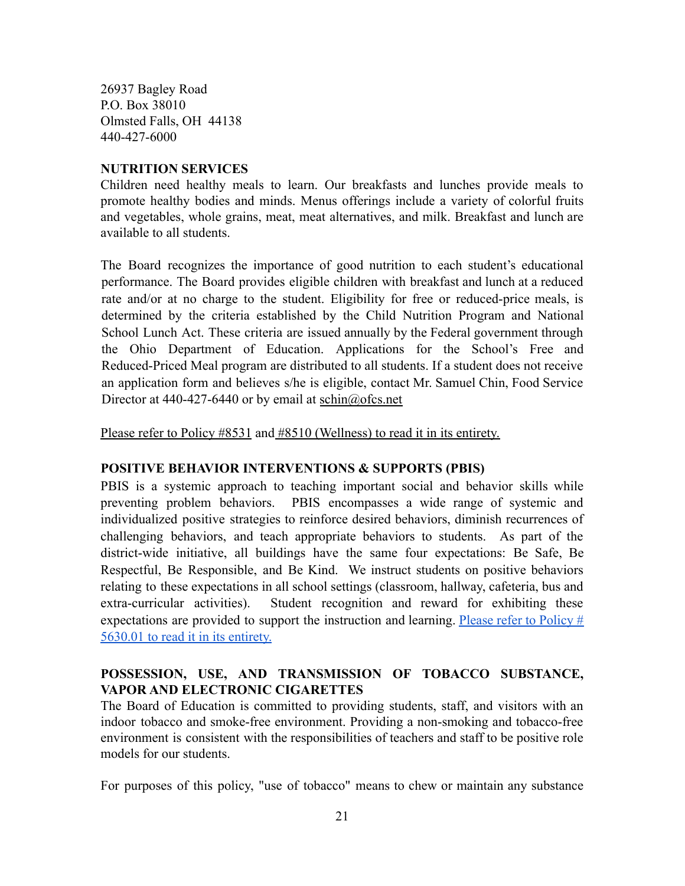26937 Bagley Road
P.O. Box 38010
Olmsted Falls, OH 44138
440-427-6000

**NUTRITION SERVICES**
Children need healthy meals to learn. Our breakfasts and lunches provide meals to promote healthy bodies and minds. Menus offerings include a variety of colorful fruits and vegetables, whole grains, meat, meat alternatives, and milk. Breakfast and lunch are available to all students.

The Board recognizes the importance of good nutrition to each student's educational performance. The Board provides eligible children with breakfast and lunch at a reduced rate and/or at no charge to the student. Eligibility for free or reduced-price meals, is determined by the criteria established by the Child Nutrition Program and National School Lunch Act. These criteria are issued annually by the Federal government through the Ohio Department of Education. Applications for the School's Free and Reduced-Priced Meal program are distributed to all students. If a student does not receive an application form and believes s/he is eligible, contact Mr. Samuel Chin, Food Service Director at 440-427-6440 or by email at schin@ofcs.net

Please refer to Policy #8531 and #8510 (Wellness) to read it in its entirety.

**POSITIVE BEHAVIOR INTERVENTIONS & SUPPORTS (PBIS)**
PBIS is a systemic approach to teaching important social and behavior skills while preventing problem behaviors. PBIS encompasses a wide range of systemic and individualized positive strategies to reinforce desired behaviors, diminish recurrences of challenging behaviors, and teach appropriate behaviors to students. As part of the district-wide initiative, all buildings have the same four expectations: Be Safe, Be Respectful, Be Responsible, and Be Kind. We instruct students on positive behaviors relating to these expectations in all school settings (classroom, hallway, cafeteria, bus and extra-curricular activities). Student recognition and reward for exhibiting these expectations are provided to support the instruction and learning. Please refer to Policy # 5630.01 to read it in its entirety.

**POSSESSION, USE, AND TRANSMISSION OF TOBACCO SUBSTANCE, VAPOR AND ELECTRONIC CIGARETTES**
The Board of Education is committed to providing students, staff, and visitors with an indoor tobacco and smoke-free environment. Providing a non-smoking and tobacco-free environment is consistent with the responsibilities of teachers and staff to be positive role models for our students.

For purposes of this policy, "use of tobacco" means to chew or maintain any substance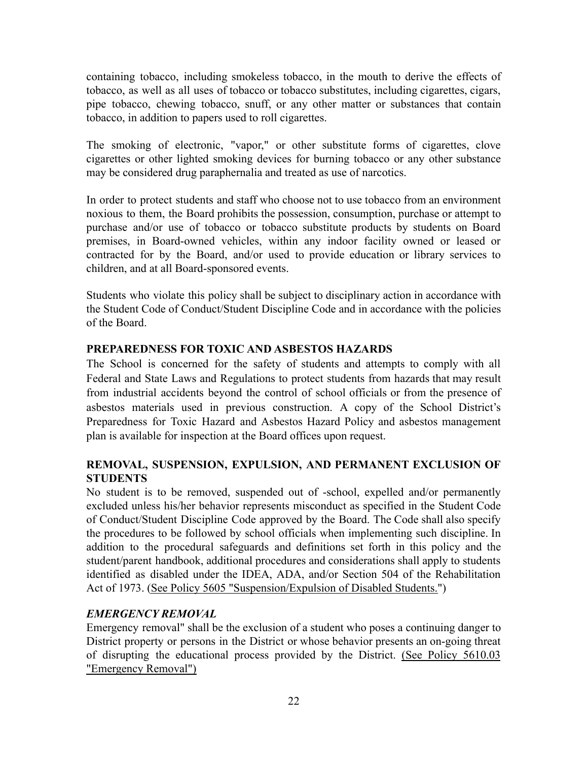containing tobacco, including smokeless tobacco, in the mouth to derive the effects of tobacco, as well as all uses of tobacco or tobacco substitutes, including cigarettes, cigars, pipe tobacco, chewing tobacco, snuff, or any other matter or substances that contain tobacco, in addition to papers used to roll cigarettes.

The smoking of electronic, "vapor," or other substitute forms of cigarettes, clove cigarettes or other lighted smoking devices for burning tobacco or any other substance may be considered drug paraphernalia and treated as use of narcotics.

In order to protect students and staff who choose not to use tobacco from an environment noxious to them, the Board prohibits the possession, consumption, purchase or attempt to purchase and/or use of tobacco or tobacco substitute products by students on Board premises, in Board-owned vehicles, within any indoor facility owned or leased or contracted for by the Board, and/or used to provide education or library services to children, and at all Board-sponsored events.

Students who violate this policy shall be subject to disciplinary action in accordance with the Student Code of Conduct/Student Discipline Code and in accordance with the policies of the Board.

**PREPAREDNESS FOR TOXIC AND ASBESTOS HAZARDS**

The School is concerned for the safety of students and attempts to comply with all Federal and State Laws and Regulations to protect students from hazards that may result from industrial accidents beyond the control of school officials or from the presence of asbestos materials used in previous construction. A copy of the School District's Preparedness for Toxic Hazard and Asbestos Hazard Policy and asbestos management plan is available for inspection at the Board offices upon request.

**REMOVAL, SUSPENSION, EXPULSION, AND PERMANENT EXCLUSION OF STUDENTS**

No student is to be removed, suspended out of -school, expelled and/or permanently excluded unless his/her behavior represents misconduct as specified in the Student Code of Conduct/Student Discipline Code approved by the Board. The Code shall also specify the procedures to be followed by school officials when implementing such discipline. In addition to the procedural safeguards and definitions set forth in this policy and the student/parent handbook, additional procedures and considerations shall apply to students identified as disabled under the IDEA, ADA, and/or Section 504 of the Rehabilitation Act of 1973. (See Policy 5605 "Suspension/Expulsion of Disabled Students.")

***EMERGENCY REMOVAL***

Emergency removal" shall be the exclusion of a student who poses a continuing danger to District property or persons in the District or whose behavior presents an on-going threat of disrupting the educational process provided by the District. (See Policy 5610.03 "Emergency Removal")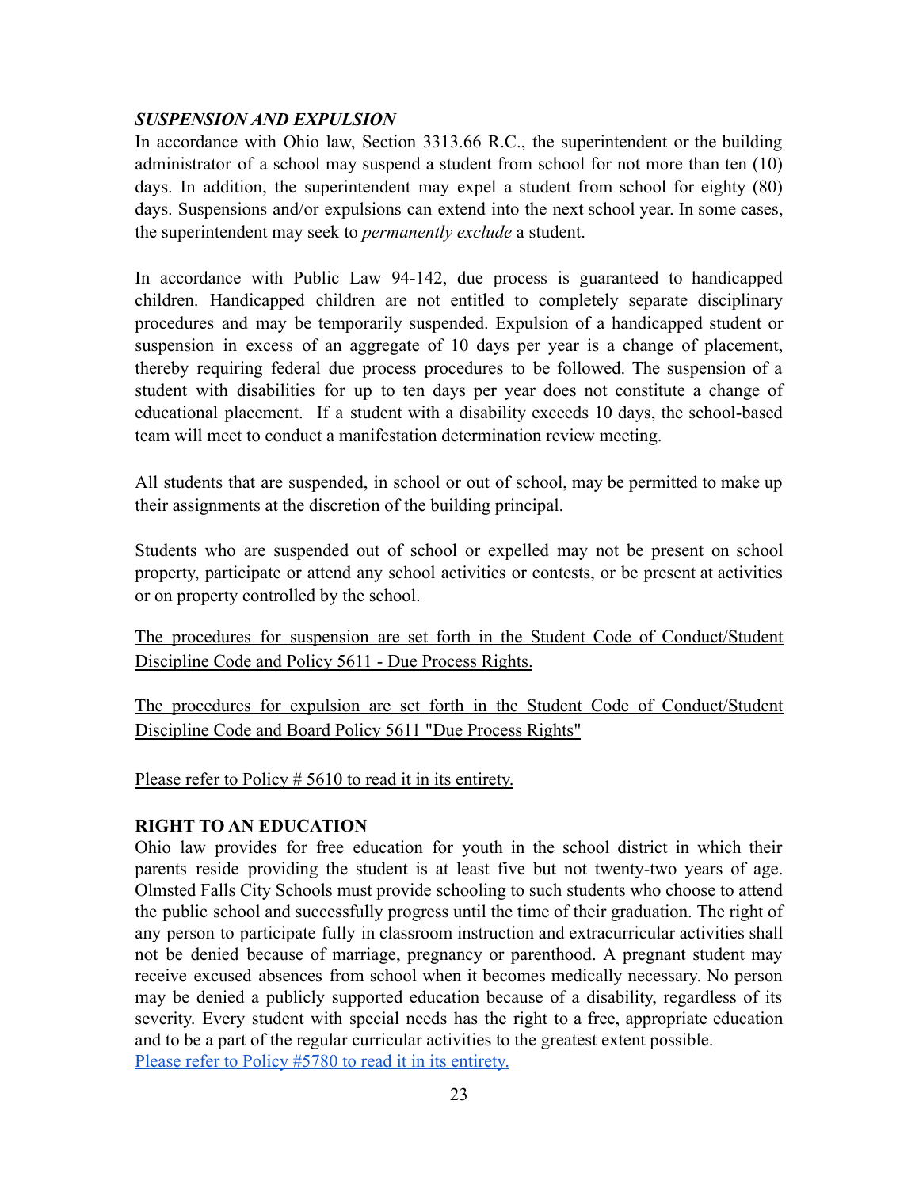### *SUSPENSION AND EXPULSION*

In accordance with Ohio law, Section 3313.66 R.C., the superintendent or the building administrator of a school may suspend a student from school for not more than ten (10) days. In addition, the superintendent may expel a student from school for eighty (80) days. Suspensions and/or expulsions can extend into the next school year. In some cases, the superintendent may seek to *permanently exclude* a student.

In accordance with Public Law 94-142, due process is guaranteed to handicapped children. Handicapped children are not entitled to completely separate disciplinary procedures and may be temporarily suspended. Expulsion of a handicapped student or suspension in excess of an aggregate of 10 days per year is a change of placement, thereby requiring federal due process procedures to be followed. The suspension of a student with disabilities for up to ten days per year does not constitute a change of educational placement. If a student with a disability exceeds 10 days, the school-based team will meet to conduct a manifestation determination review meeting.

All students that are suspended, in school or out of school, may be permitted to make up their assignments at the discretion of the building principal.

Students who are suspended out of school or expelled may not be present on school property, participate or attend any school activities or contests, or be present at activities or on property controlled by the school.

The procedures for suspension are set forth in the Student Code of Conduct/Student Discipline Code and Policy 5611 - Due Process Rights.

The procedures for expulsion are set forth in the Student Code of Conduct/Student Discipline Code and Board Policy 5611 "Due Process Rights"

Please refer to Policy # 5610 to read it in its entirety.

### **RIGHT TO AN EDUCATION**

Ohio law provides for free education for youth in the school district in which their parents reside providing the student is at least five but not twenty-two years of age. Olmsted Falls City Schools must provide schooling to such students who choose to attend the public school and successfully progress until the time of their graduation. The right of any person to participate fully in classroom instruction and extracurricular activities shall not be denied because of marriage, pregnancy or parenthood. A pregnant student may receive excused absences from school when it becomes medically necessary. No person may be denied a publicly supported education because of a disability, regardless of its severity. Every student with special needs has the right to a free, appropriate education and to be a part of the regular curricular activities to the greatest extent possible.
Please refer to Policy #5780 to read it in its entirety.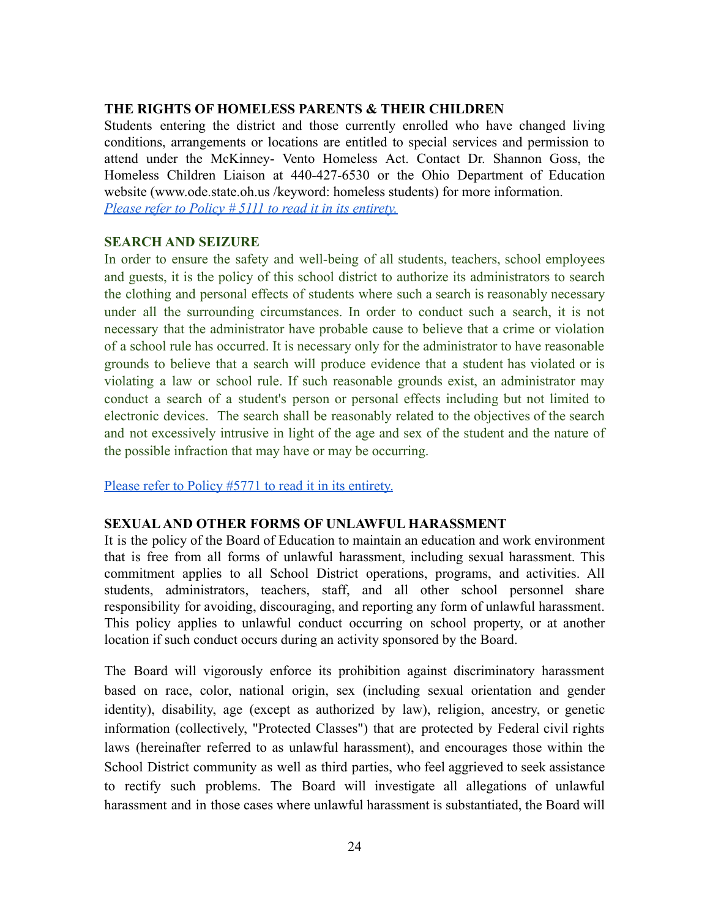**THE RIGHTS OF HOMELESS PARENTS & THEIR CHILDREN**

Students entering the district and those currently enrolled who have changed living conditions, arrangements or locations are entitled to special services and permission to attend under the McKinney- Vento Homeless Act. Contact Dr. Shannon Goss, the Homeless Children Liaison at 440-427-6530 or the Ohio Department of Education website (www.ode.state.oh.us /keyword: homeless students) for more information.

*Please refer to Policy # 5111 to read it in its entirety.*

**SEARCH AND SEIZURE**

In order to ensure the safety and well-being of all students, teachers, school employees and guests, it is the policy of this school district to authorize its administrators to search the clothing and personal effects of students where such a search is reasonably necessary under all the surrounding circumstances. In order to conduct such a search, it is not necessary that the administrator have probable cause to believe that a crime or violation of a school rule has occurred. It is necessary only for the administrator to have reasonable grounds to believe that a search will produce evidence that a student has violated or is violating a law or school rule. If such reasonable grounds exist, an administrator may conduct a search of a student's person or personal effects including but not limited to electronic devices. The search shall be reasonably related to the objectives of the search and not excessively intrusive in light of the age and sex of the student and the nature of the possible infraction that may have or may be occurring.

Please refer to Policy #5771 to read it in its entirety.

**SEXUAL AND OTHER FORMS OF UNLAWFUL HARASSMENT**

It is the policy of the Board of Education to maintain an education and work environment that is free from all forms of unlawful harassment, including sexual harassment. This commitment applies to all School District operations, programs, and activities. All students, administrators, teachers, staff, and all other school personnel share responsibility for avoiding, discouraging, and reporting any form of unlawful harassment. This policy applies to unlawful conduct occurring on school property, or at another location if such conduct occurs during an activity sponsored by the Board.

The Board will vigorously enforce its prohibition against discriminatory harassment based on race, color, national origin, sex (including sexual orientation and gender identity), disability, age (except as authorized by law), religion, ancestry, or genetic information (collectively, "Protected Classes") that are protected by Federal civil rights laws (hereinafter referred to as unlawful harassment), and encourages those within the School District community as well as third parties, who feel aggrieved to seek assistance to rectify such problems. The Board will investigate all allegations of unlawful harassment and in those cases where unlawful harassment is substantiated, the Board will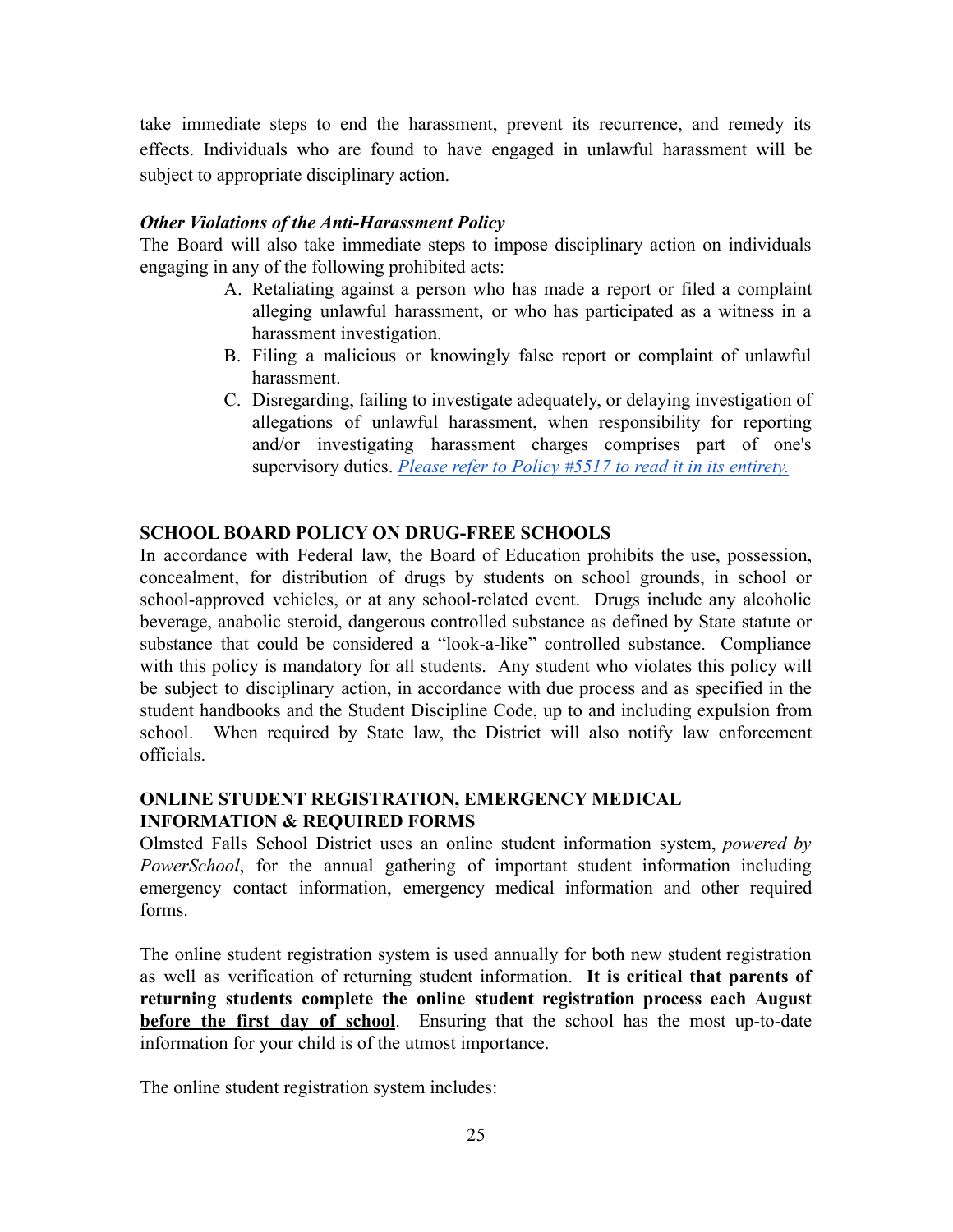take immediate steps to end the harassment, prevent its recurrence, and remedy its effects. Individuals who are found to have engaged in unlawful harassment will be subject to appropriate disciplinary action.

***Other Violations of the Anti-Harassment Policy***

The Board will also take immediate steps to impose disciplinary action on individuals engaging in any of the following prohibited acts:

A. Retaliating against a person who has made a report or filed a complaint alleging unlawful harassment, or who has participated as a witness in a harassment investigation.
B. Filing a malicious or knowingly false report or complaint of unlawful harassment.
C. Disregarding, failing to investigate adequately, or delaying investigation of allegations of unlawful harassment, when responsibility for reporting and/or investigating harassment charges comprises part of one's supervisory duties. *Please refer to Policy #5517 to read it in its entirety.*

## SCHOOL BOARD POLICY ON DRUG-FREE SCHOOLS

In accordance with Federal law, the Board of Education prohibits the use, possession, concealment, for distribution of drugs by students on school grounds, in school or school-approved vehicles, or at any school-related event. Drugs include any alcoholic beverage, anabolic steroid, dangerous controlled substance as defined by State statute or substance that could be considered a "look-a-like" controlled substance. Compliance with this policy is mandatory for all students. Any student who violates this policy will be subject to disciplinary action, in accordance with due process and as specified in the student handbooks and the Student Discipline Code, up to and including expulsion from school. When required by State law, the District will also notify law enforcement officials.

## ONLINE STUDENT REGISTRATION, EMERGENCY MEDICAL INFORMATION & REQUIRED FORMS

Olmsted Falls School District uses an online student information system, *powered by PowerSchool*, for the annual gathering of important student information including emergency contact information, emergency medical information and other required forms.

The online student registration system is used annually for both new student registration as well as verification of returning student information. **It is critical that parents of returning students complete the online student registration process each August <u>before the first day of school</u>**. Ensuring that the school has the most up-to-date information for your child is of the utmost importance.

The online student registration system includes: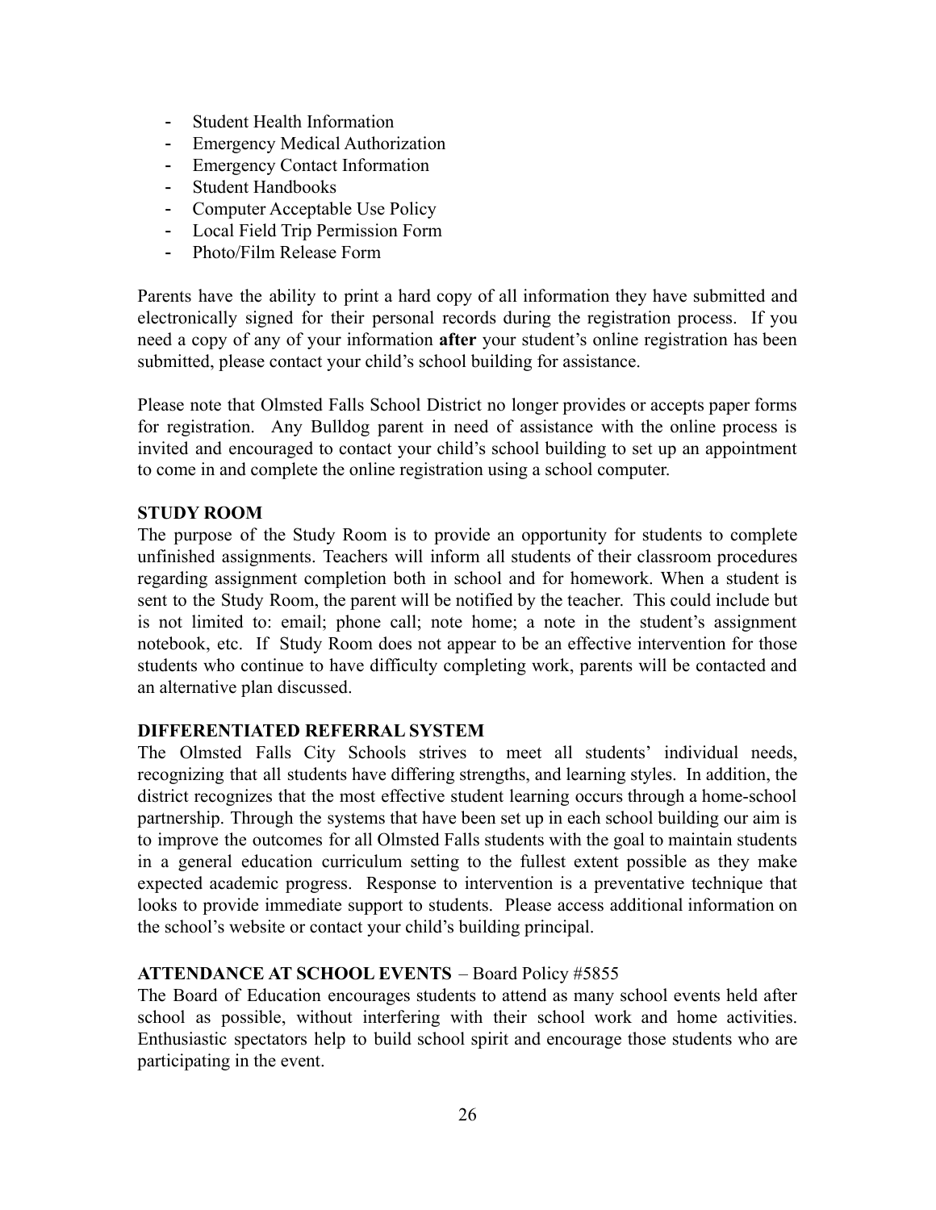- Student Health Information
- Emergency Medical Authorization
- Emergency Contact Information
- Student Handbooks
- Computer Acceptable Use Policy
- Local Field Trip Permission Form
- Photo/Film Release Form

Parents have the ability to print a hard copy of all information they have submitted and electronically signed for their personal records during the registration process. If you need a copy of any of your information **after** your student's online registration has been submitted, please contact your child's school building for assistance.

Please note that Olmsted Falls School District no longer provides or accepts paper forms for registration. Any Bulldog parent in need of assistance with the online process is invited and encouraged to contact your child's school building to set up an appointment to come in and complete the online registration using a school computer.

**STUDY ROOM**

The purpose of the Study Room is to provide an opportunity for students to complete unfinished assignments. Teachers will inform all students of their classroom procedures regarding assignment completion both in school and for homework. When a student is sent to the Study Room, the parent will be notified by the teacher. This could include but is not limited to: email; phone call; note home; a note in the student's assignment notebook, etc. If Study Room does not appear to be an effective intervention for those students who continue to have difficulty completing work, parents will be contacted and an alternative plan discussed.

**DIFFERENTIATED REFERRAL SYSTEM**

The Olmsted Falls City Schools strives to meet all students' individual needs, recognizing that all students have differing strengths, and learning styles. In addition, the district recognizes that the most effective student learning occurs through a home-school partnership. Through the systems that have been set up in each school building our aim is to improve the outcomes for all Olmsted Falls students with the goal to maintain students in a general education curriculum setting to the fullest extent possible as they make expected academic progress. Response to intervention is a preventative technique that looks to provide immediate support to students. Please access additional information on the school's website or contact your child's building principal.

**ATTENDANCE AT SCHOOL EVENTS** – Board Policy #5855

The Board of Education encourages students to attend as many school events held after school as possible, without interfering with their school work and home activities. Enthusiastic spectators help to build school spirit and encourage those students who are participating in the event.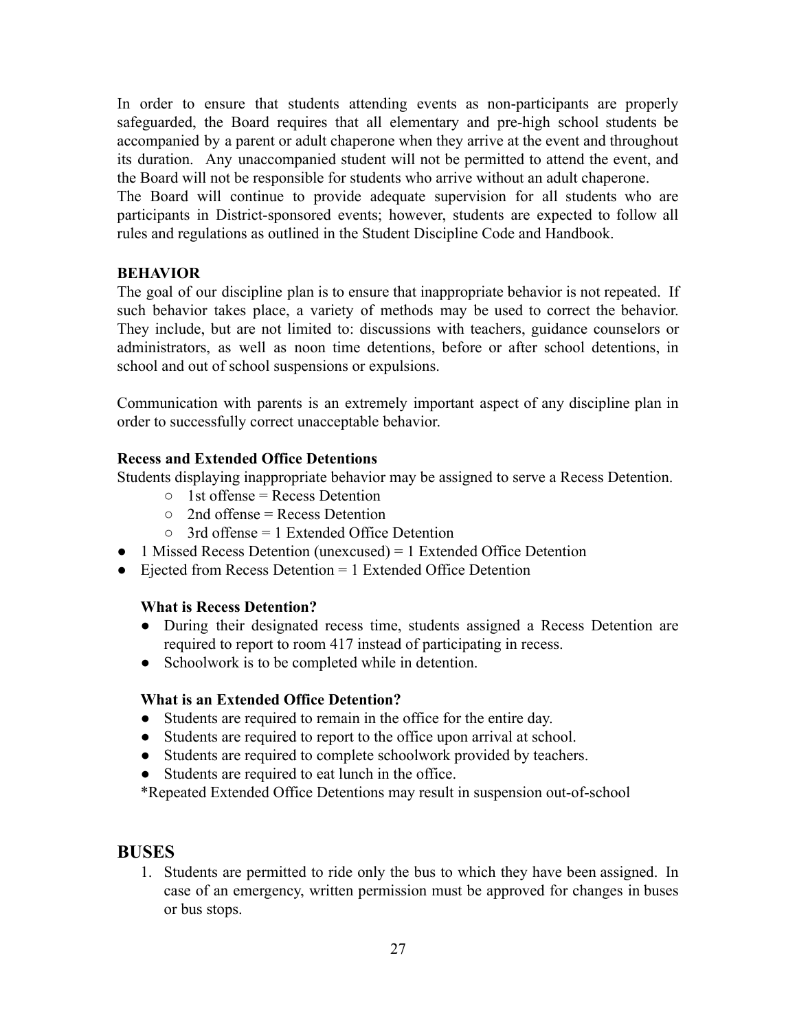In order to ensure that students attending events as non-participants are properly safeguarded, the Board requires that all elementary and pre-high school students be accompanied by a parent or adult chaperone when they arrive at the event and throughout its duration. Any unaccompanied student will not be permitted to attend the event, and the Board will not be responsible for students who arrive without an adult chaperone.
The Board will continue to provide adequate supervision for all students who are participants in District-sponsored events; however, students are expected to follow all rules and regulations as outlined in the Student Discipline Code and Handbook.

**BEHAVIOR**
The goal of our discipline plan is to ensure that inappropriate behavior is not repeated. If such behavior takes place, a variety of methods may be used to correct the behavior. They include, but are not limited to: discussions with teachers, guidance counselors or administrators, as well as noon time detentions, before or after school detentions, in school and out of school suspensions or expulsions.

Communication with parents is an extremely important aspect of any discipline plan in order to successfully correct unacceptable behavior.

**Recess and Extended Office Detentions**
Students displaying inappropriate behavior may be assigned to serve a Recess Detention.

  - 1st offense = Recess Detention
  - 2nd offense = Recess Detention
  - 3rd offense = 1 Extended Office Detention
- 1 Missed Recess Detention (unexcused) = 1 Extended Office Detention
- Ejected from Recess Detention = 1 Extended Office Detention

**What is Recess Detention?**
- During their designated recess time, students assigned a Recess Detention are required to report to room 417 instead of participating in recess.
- Schoolwork is to be completed while in detention.

**What is an Extended Office Detention?**
- Students are required to remain in the office for the entire day.
- Students are required to report to the office upon arrival at school.
- Students are required to complete schoolwork provided by teachers.
- Students are required to eat lunch in the office.

*Repeated Extended Office Detentions may result in suspension out-of-school

## BUSES

1. Students are permitted to ride only the bus to which they have been assigned. In case of an emergency, written permission must be approved for changes in buses or bus stops.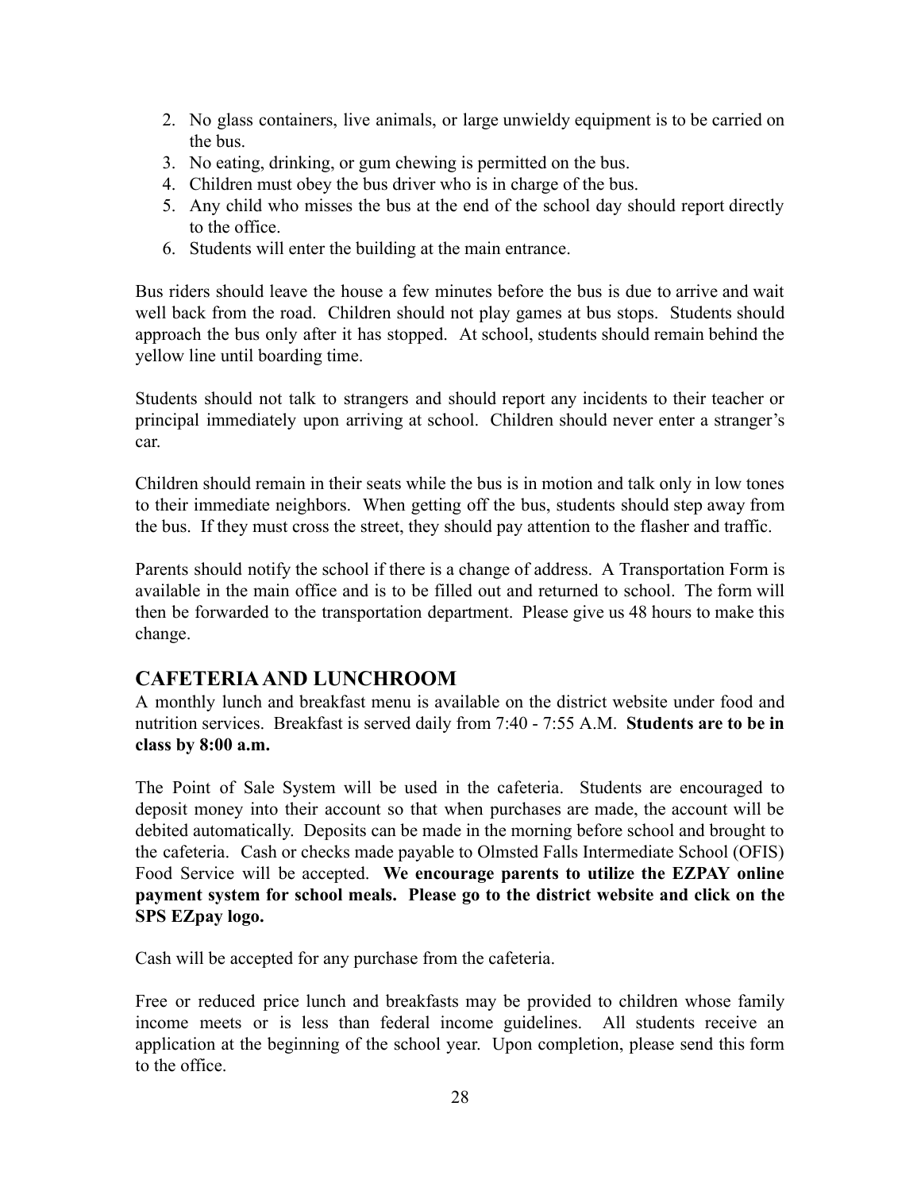2. No glass containers, live animals, or large unwieldy equipment is to be carried on the bus.
3. No eating, drinking, or gum chewing is permitted on the bus.
4. Children must obey the bus driver who is in charge of the bus.
5. Any child who misses the bus at the end of the school day should report directly to the office.
6. Students will enter the building at the main entrance.

Bus riders should leave the house a few minutes before the bus is due to arrive and wait well back from the road. Children should not play games at bus stops. Students should approach the bus only after it has stopped. At school, students should remain behind the yellow line until boarding time.

Students should not talk to strangers and should report any incidents to their teacher or principal immediately upon arriving at school. Children should never enter a stranger's car.

Children should remain in their seats while the bus is in motion and talk only in low tones to their immediate neighbors. When getting off the bus, students should step away from the bus. If they must cross the street, they should pay attention to the flasher and traffic.

Parents should notify the school if there is a change of address. A Transportation Form is available in the main office and is to be filled out and returned to school. The form will then be forwarded to the transportation department. Please give us 48 hours to make this change.

## CAFETERIA AND LUNCHROOM

A monthly lunch and breakfast menu is available on the district website under food and nutrition services. Breakfast is served daily from 7:40 - 7:55 A.M. **Students are to be in class by 8:00 a.m.**

The Point of Sale System will be used in the cafeteria. Students are encouraged to deposit money into their account so that when purchases are made, the account will be debited automatically. Deposits can be made in the morning before school and brought to the cafeteria. Cash or checks made payable to Olmsted Falls Intermediate School (OFIS) Food Service will be accepted. **We encourage parents to utilize the EZPAY online payment system for school meals. Please go to the district website and click on the SPS EZpay logo.**

Cash will be accepted for any purchase from the cafeteria.

Free or reduced price lunch and breakfasts may be provided to children whose family income meets or is less than federal income guidelines. All students receive an application at the beginning of the school year. Upon completion, please send this form to the office.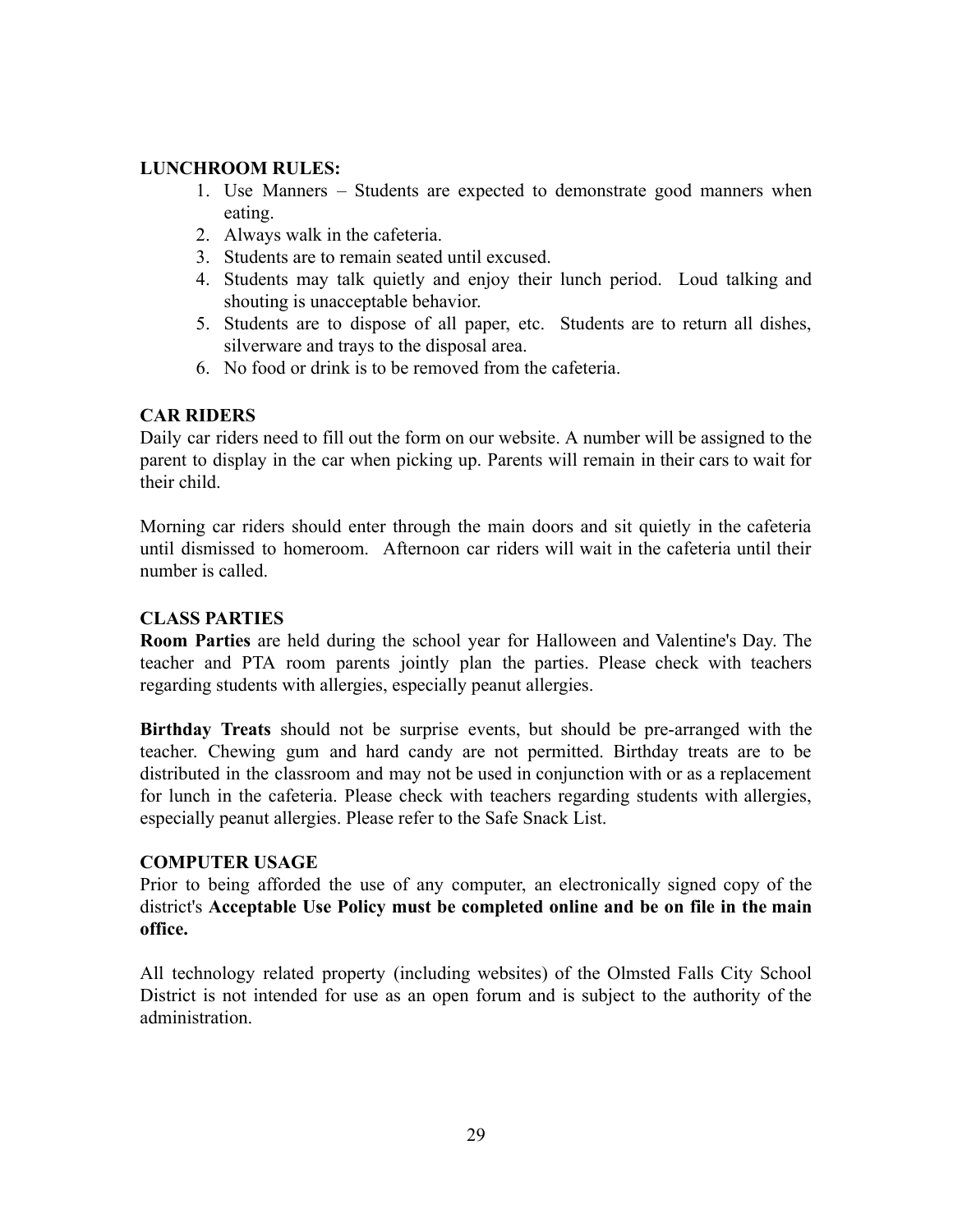**LUNCHROOM RULES:**

1. Use Manners – Students are expected to demonstrate good manners when eating.
2. Always walk in the cafeteria.
3. Students are to remain seated until excused.
4. Students may talk quietly and enjoy their lunch period. Loud talking and shouting is unacceptable behavior.
5. Students are to dispose of all paper, etc. Students are to return all dishes, silverware and trays to the disposal area.
6. No food or drink is to be removed from the cafeteria.

**CAR RIDERS**

Daily car riders need to fill out the form on our website. A number will be assigned to the parent to display in the car when picking up. Parents will remain in their cars to wait for their child.

Morning car riders should enter through the main doors and sit quietly in the cafeteria until dismissed to homeroom. Afternoon car riders will wait in the cafeteria until their number is called.

**CLASS PARTIES**

**Room Parties** are held during the school year for Halloween and Valentine's Day. The teacher and PTA room parents jointly plan the parties. Please check with teachers regarding students with allergies, especially peanut allergies.

**Birthday Treats** should not be surprise events, but should be pre-arranged with the teacher. Chewing gum and hard candy are not permitted. Birthday treats are to be distributed in the classroom and may not be used in conjunction with or as a replacement for lunch in the cafeteria. Please check with teachers regarding students with allergies, especially peanut allergies. Please refer to the Safe Snack List.

**COMPUTER USAGE**

Prior to being afforded the use of any computer, an electronically signed copy of the district's **Acceptable Use Policy must be completed online and be on file in the main office.**

All technology related property (including websites) of the Olmsted Falls City School District is not intended for use as an open forum and is subject to the authority of the administration.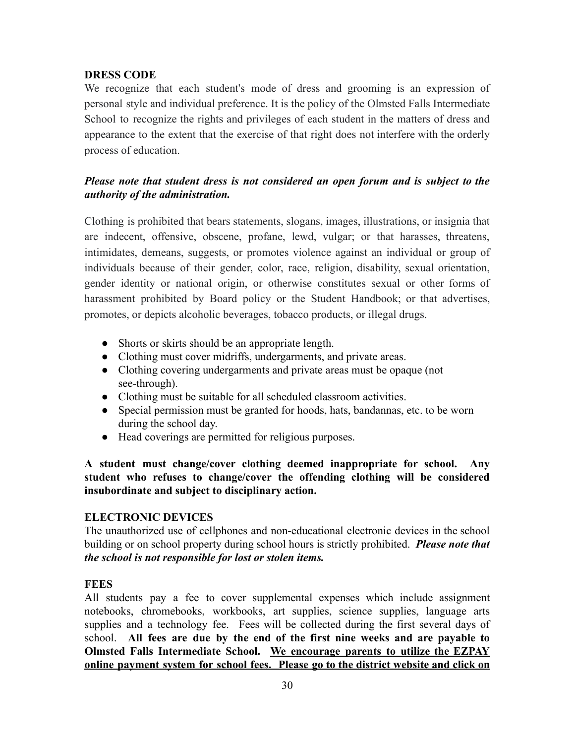**DRESS CODE**

We recognize that each student's mode of dress and grooming is an expression of personal style and individual preference. It is the policy of the Olmsted Falls Intermediate School to recognize the rights and privileges of each student in the matters of dress and appearance to the extent that the exercise of that right does not interfere with the orderly process of education.

***Please note that student dress is not considered an open forum and is subject to the authority of the administration.***

Clothing is prohibited that bears statements, slogans, images, illustrations, or insignia that are indecent, offensive, obscene, profane, lewd, vulgar; or that harasses, threatens, intimidates, demeans, suggests, or promotes violence against an individual or group of individuals because of their gender, color, race, religion, disability, sexual orientation, gender identity or national origin, or otherwise constitutes sexual or other forms of harassment prohibited by Board policy or the Student Handbook; or that advertises, promotes, or depicts alcoholic beverages, tobacco products, or illegal drugs.

- Shorts or skirts should be an appropriate length.
- Clothing must cover midriffs, undergarments, and private areas.
- Clothing covering undergarments and private areas must be opaque (not see-through).
- Clothing must be suitable for all scheduled classroom activities.
- Special permission must be granted for hoods, hats, bandannas, etc. to be worn during the school day.
- Head coverings are permitted for religious purposes.

**A student must change/cover clothing deemed inappropriate for school. Any student who refuses to change/cover the offending clothing will be considered insubordinate and subject to disciplinary action.**

**ELECTRONIC DEVICES**

The unauthorized use of cellphones and non-educational electronic devices in the school building or on school property during school hours is strictly prohibited. ***Please note that the school is not responsible for lost or stolen items.***

**FEES**

All students pay a fee to cover supplemental expenses which include assignment notebooks, chromebooks, workbooks, art supplies, science supplies, language arts supplies and a technology fee. Fees will be collected during the first several days of school. **All fees are due by the end of the first nine weeks and are payable to Olmsted Falls Intermediate School. <u>We encourage parents to utilize the EZPAY online payment system for school fees. Please go to the district website and click on</u>**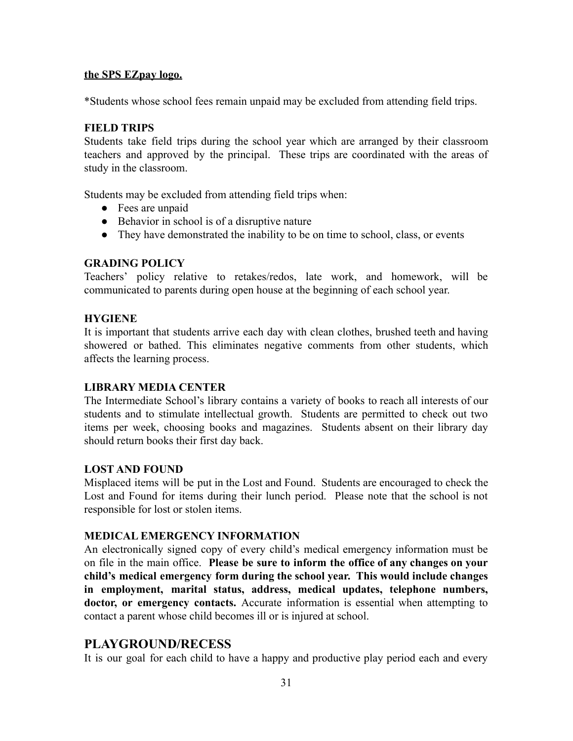**the SPS EZpay logo.**

*Students whose school fees remain unpaid may be excluded from attending field trips.

### FIELD TRIPS

Students take field trips during the school year which are arranged by their classroom teachers and approved by the principal. These trips are coordinated with the areas of study in the classroom.

Students may be excluded from attending field trips when:

- Fees are unpaid
- Behavior in school is of a disruptive nature
- They have demonstrated the inability to be on time to school, class, or events

### GRADING POLICY

Teachers' policy relative to retakes/redos, late work, and homework, will be communicated to parents during open house at the beginning of each school year.

### HYGIENE

It is important that students arrive each day with clean clothes, brushed teeth and having showered or bathed. This eliminates negative comments from other students, which affects the learning process.

### LIBRARY MEDIA CENTER

The Intermediate School's library contains a variety of books to reach all interests of our students and to stimulate intellectual growth. Students are permitted to check out two items per week, choosing books and magazines. Students absent on their library day should return books their first day back.

### LOST AND FOUND

Misplaced items will be put in the Lost and Found. Students are encouraged to check the Lost and Found for items during their lunch period. Please note that the school is not responsible for lost or stolen items.

### MEDICAL EMERGENCY INFORMATION

An electronically signed copy of every child's medical emergency information must be on file in the main office. **Please be sure to inform the office of any changes on your child's medical emergency form during the school year. This would include changes in employment, marital status, address, medical updates, telephone numbers, doctor, or emergency contacts.** Accurate information is essential when attempting to contact a parent whose child becomes ill or is injured at school.

## PLAYGROUND/RECESS

It is our goal for each child to have a happy and productive play period each and every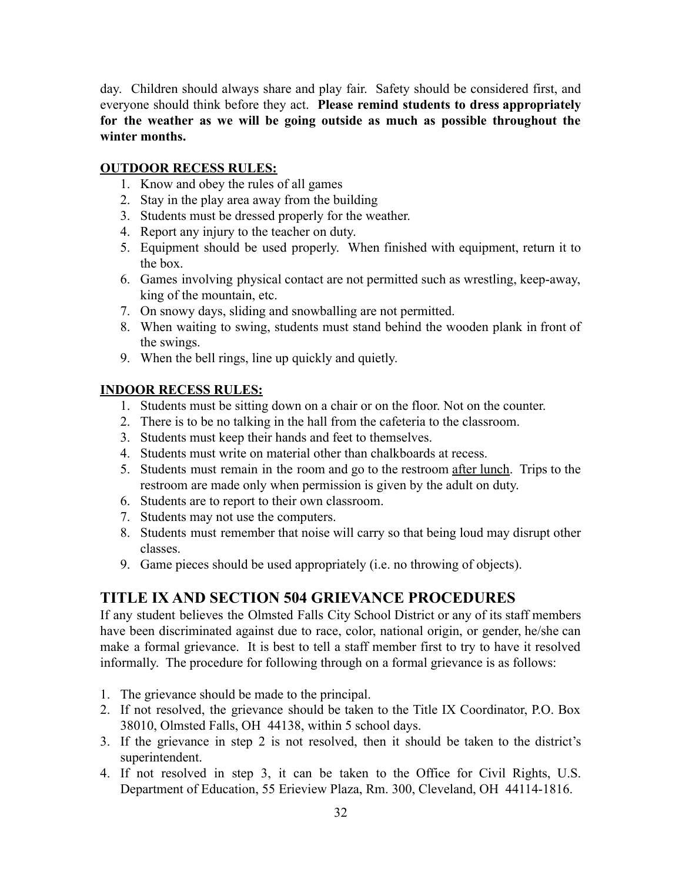day. Children should always share and play fair. Safety should be considered first, and everyone should think before they act. **Please remind students to dress appropriately for the weather as we will be going outside as much as possible throughout the winter months.**

**OUTDOOR RECESS RULES:**

1. Know and obey the rules of all games
2. Stay in the play area away from the building
3. Students must be dressed properly for the weather.
4. Report any injury to the teacher on duty.
5. Equipment should be used properly. When finished with equipment, return it to the box.
6. Games involving physical contact are not permitted such as wrestling, keep-away, king of the mountain, etc.
7. On snowy days, sliding and snowballing are not permitted.
8. When waiting to swing, students must stand behind the wooden plank in front of the swings.
9. When the bell rings, line up quickly and quietly.

**INDOOR RECESS RULES:**

1. Students must be sitting down on a chair or on the floor. Not on the counter.
2. There is to be no talking in the hall from the cafeteria to the classroom.
3. Students must keep their hands and feet to themselves.
4. Students must write on material other than chalkboards at recess.
5. Students must remain in the room and go to the restroom after lunch. Trips to the restroom are made only when permission is given by the adult on duty.
6. Students are to report to their own classroom.
7. Students may not use the computers.
8. Students must remember that noise will carry so that being loud may disrupt other classes.
9. Game pieces should be used appropriately (i.e. no throwing of objects).

## TITLE IX AND SECTION 504 GRIEVANCE PROCEDURES

If any student believes the Olmsted Falls City School District or any of its staff members have been discriminated against due to race, color, national origin, or gender, he/she can make a formal grievance. It is best to tell a staff member first to try to have it resolved informally. The procedure for following through on a formal grievance is as follows:

1. The grievance should be made to the principal.
2. If not resolved, the grievance should be taken to the Title IX Coordinator, P.O. Box 38010, Olmsted Falls, OH 44138, within 5 school days.
3. If the grievance in step 2 is not resolved, then it should be taken to the district's superintendent.
4. If not resolved in step 3, it can be taken to the Office for Civil Rights, U.S. Department of Education, 55 Erieview Plaza, Rm. 300, Cleveland, OH 44114-1816.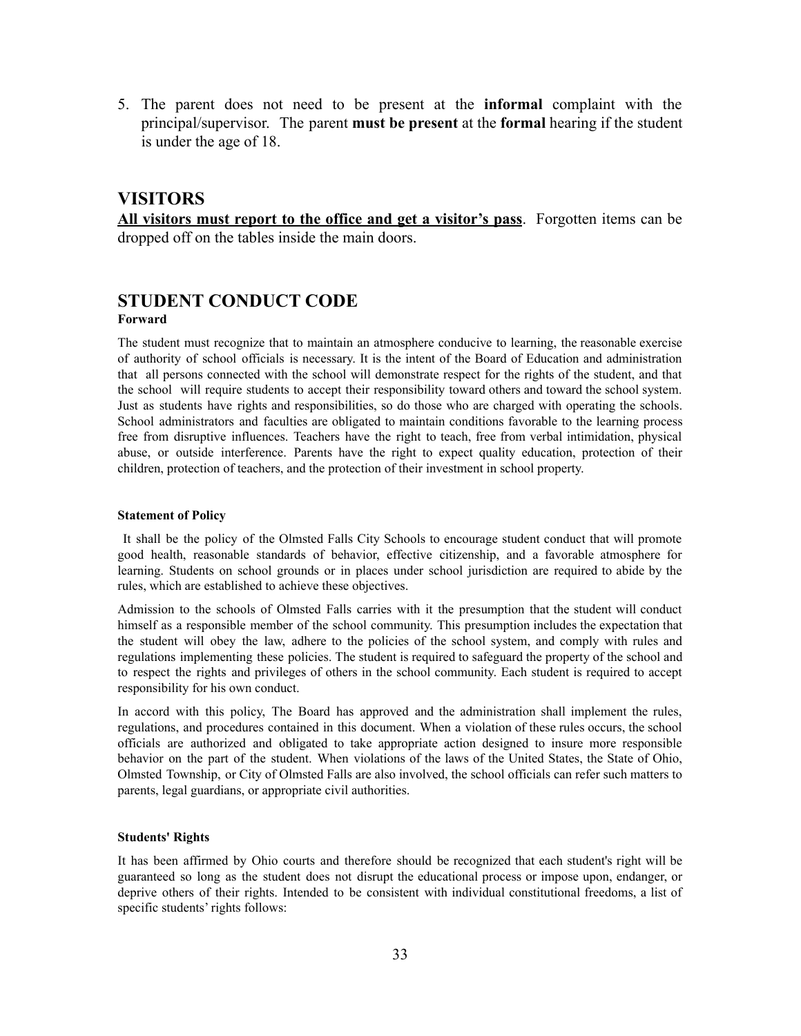5. The parent does not need to be present at the **informal** complaint with the principal/supervisor. The parent **must be present** at the **formal** hearing if the student is under the age of 18.

## VISITORS

**All visitors must report to the office and get a visitor's pass**. Forgotten items can be dropped off on the tables inside the main doors.

## STUDENT CONDUCT CODE

**Forward**

The student must recognize that to maintain an atmosphere conducive to learning, the reasonable exercise of authority of school officials is necessary. It is the intent of the Board of Education and administration that all persons connected with the school will demonstrate respect for the rights of the student, and that the school will require students to accept their responsibility toward others and toward the school system. Just as students have rights and responsibilities, so do those who are charged with operating the schools. School administrators and faculties are obligated to maintain conditions favorable to the learning process free from disruptive influences. Teachers have the right to teach, free from verbal intimidation, physical abuse, or outside interference. Parents have the right to expect quality education, protection of their children, protection of teachers, and the protection of their investment in school property.

**Statement of Policy**

It shall be the policy of the Olmsted Falls City Schools to encourage student conduct that will promote good health, reasonable standards of behavior, effective citizenship, and a favorable atmosphere for learning. Students on school grounds or in places under school jurisdiction are required to abide by the rules, which are established to achieve these objectives.

Admission to the schools of Olmsted Falls carries with it the presumption that the student will conduct himself as a responsible member of the school community. This presumption includes the expectation that the student will obey the law, adhere to the policies of the school system, and comply with rules and regulations implementing these policies. The student is required to safeguard the property of the school and to respect the rights and privileges of others in the school community. Each student is required to accept responsibility for his own conduct.

In accord with this policy, The Board has approved and the administration shall implement the rules, regulations, and procedures contained in this document. When a violation of these rules occurs, the school officials are authorized and obligated to take appropriate action designed to insure more responsible behavior on the part of the student. When violations of the laws of the United States, the State of Ohio, Olmsted Township, or City of Olmsted Falls are also involved, the school officials can refer such matters to parents, legal guardians, or appropriate civil authorities.

**Students' Rights**

It has been affirmed by Ohio courts and therefore should be recognized that each student's right will be guaranteed so long as the student does not disrupt the educational process or impose upon, endanger, or deprive others of their rights. Intended to be consistent with individual constitutional freedoms, a list of specific students' rights follows: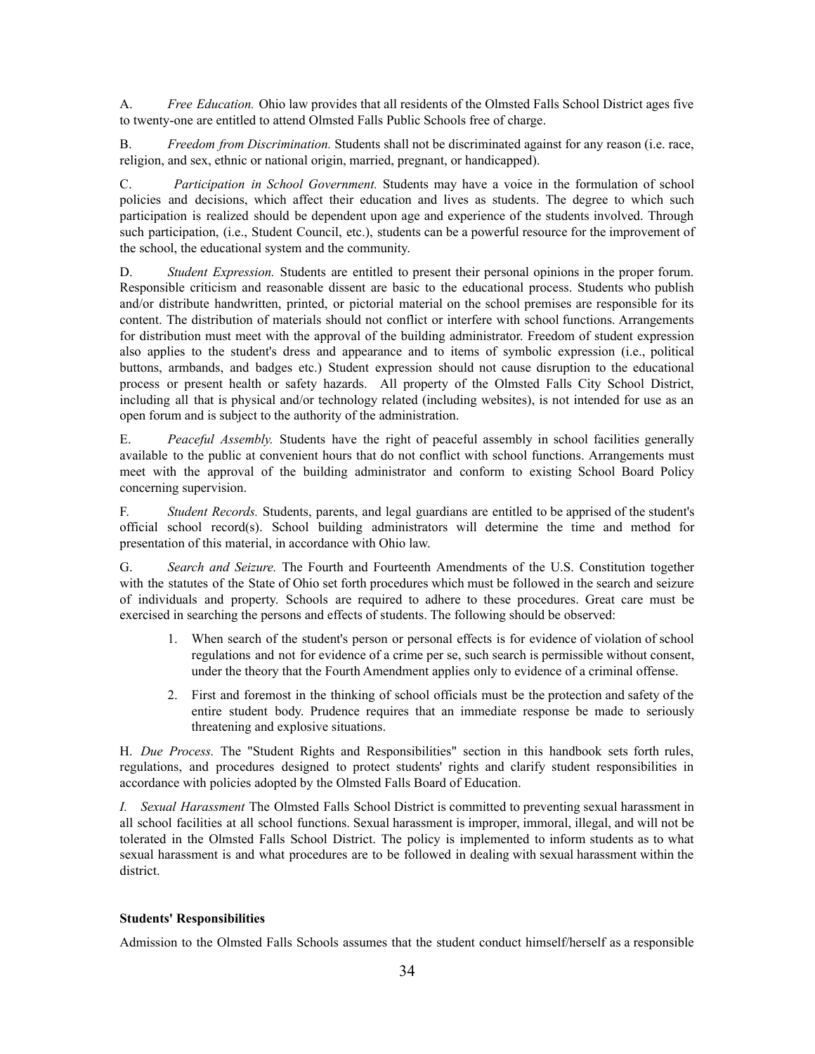A. *Free Education.* Ohio law provides that all residents of the Olmsted Falls School District ages five to twenty-one are entitled to attend Olmsted Falls Public Schools free of charge.

B. *Freedom from Discrimination.* Students shall not be discriminated against for any reason (i.e. race, religion, and sex, ethnic or national origin, married, pregnant, or handicapped).

C. *Participation in School Government.* Students may have a voice in the formulation of school policies and decisions, which affect their education and lives as students. The degree to which such participation is realized should be dependent upon age and experience of the students involved. Through such participation, (i.e., Student Council, etc.), students can be a powerful resource for the improvement of the school, the educational system and the community.

D. *Student Expression.* Students are entitled to present their personal opinions in the proper forum. Responsible criticism and reasonable dissent are basic to the educational process. Students who publish and/or distribute handwritten, printed, or pictorial material on the school premises are responsible for its content. The distribution of materials should not conflict or interfere with school functions. Arrangements for distribution must meet with the approval of the building administrator. Freedom of student expression also applies to the student's dress and appearance and to items of symbolic expression (i.e., political buttons, armbands, and badges etc.) Student expression should not cause disruption to the educational process or present health or safety hazards. All property of the Olmsted Falls City School District, including all that is physical and/or technology related (including websites), is not intended for use as an open forum and is subject to the authority of the administration.

E. *Peaceful Assembly.* Students have the right of peaceful assembly in school facilities generally available to the public at convenient hours that do not conflict with school functions. Arrangements must meet with the approval of the building administrator and conform to existing School Board Policy concerning supervision.

F. *Student Records.* Students, parents, and legal guardians are entitled to be apprised of the student's official school record(s). School building administrators will determine the time and method for presentation of this material, in accordance with Ohio law.

G. *Search and Seizure.* The Fourth and Fourteenth Amendments of the U.S. Constitution together with the statutes of the State of Ohio set forth procedures which must be followed in the search and seizure of individuals and property. Schools are required to adhere to these procedures. Great care must be exercised in searching the persons and effects of students. The following should be observed:

1. When search of the student's person or personal effects is for evidence of violation of school regulations and not for evidence of a crime per se, such search is permissible without consent, under the theory that the Fourth Amendment applies only to evidence of a criminal offense.
2. First and foremost in the thinking of school officials must be the protection and safety of the entire student body. Prudence requires that an immediate response be made to seriously threatening and explosive situations.

H. *Due Process.* The "Student Rights and Responsibilities" section in this handbook sets forth rules, regulations, and procedures designed to protect students' rights and clarify student responsibilities in accordance with policies adopted by the Olmsted Falls Board of Education.

*I. Sexual Harassment* The Olmsted Falls School District is committed to preventing sexual harassment in all school facilities at all school functions. Sexual harassment is improper, immoral, illegal, and will not be tolerated in the Olmsted Falls School District. The policy is implemented to inform students as to what sexual harassment is and what procedures are to be followed in dealing with sexual harassment within the district.

**Students' Responsibilities**

Admission to the Olmsted Falls Schools assumes that the student conduct himself/herself as a responsible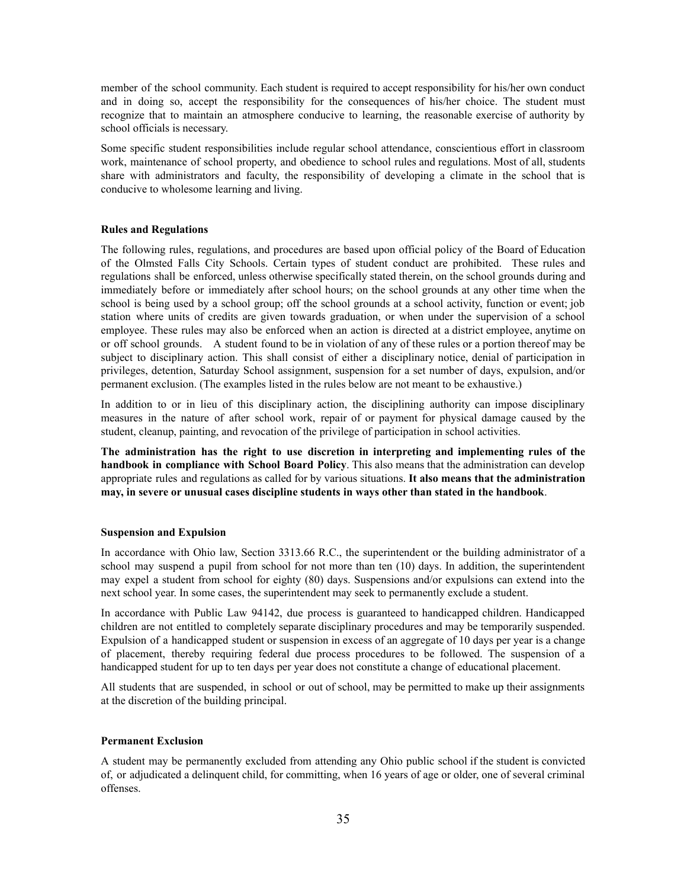member of the school community. Each student is required to accept responsibility for his/her own conduct and in doing so, accept the responsibility for the consequences of his/her choice. The student must recognize that to maintain an atmosphere conducive to learning, the reasonable exercise of authority by school officials is necessary.

Some specific student responsibilities include regular school attendance, conscientious effort in classroom work, maintenance of school property, and obedience to school rules and regulations. Most of all, students share with administrators and faculty, the responsibility of developing a climate in the school that is conducive to wholesome learning and living.

#### Rules and Regulations

The following rules, regulations, and procedures are based upon official policy of the Board of Education of the Olmsted Falls City Schools. Certain types of student conduct are prohibited. These rules and regulations shall be enforced, unless otherwise specifically stated therein, on the school grounds during and immediately before or immediately after school hours; on the school grounds at any other time when the school is being used by a school group; off the school grounds at a school activity, function or event; job station where units of credits are given towards graduation, or when under the supervision of a school employee. These rules may also be enforced when an action is directed at a district employee, anytime on or off school grounds. A student found to be in violation of any of these rules or a portion thereof may be subject to disciplinary action. This shall consist of either a disciplinary notice, denial of participation in privileges, detention, Saturday School assignment, suspension for a set number of days, expulsion, and/or permanent exclusion. (The examples listed in the rules below are not meant to be exhaustive.)

In addition to or in lieu of this disciplinary action, the disciplining authority can impose disciplinary measures in the nature of after school work, repair of or payment for physical damage caused by the student, cleanup, painting, and revocation of the privilege of participation in school activities.

**The administration has the right to use discretion in interpreting and implementing rules of the handbook in compliance with School Board Policy**. This also means that the administration can develop appropriate rules and regulations as called for by various situations. **It also means that the administration may, in severe or unusual cases discipline students in ways other than stated in the handbook**.

#### Suspension and Expulsion

In accordance with Ohio law, Section 3313.66 R.C., the superintendent or the building administrator of a school may suspend a pupil from school for not more than ten (10) days. In addition, the superintendent may expel a student from school for eighty (80) days. Suspensions and/or expulsions can extend into the next school year. In some cases, the superintendent may seek to permanently exclude a student.

In accordance with Public Law 94142, due process is guaranteed to handicapped children. Handicapped children are not entitled to completely separate disciplinary procedures and may be temporarily suspended. Expulsion of a handicapped student or suspension in excess of an aggregate of 10 days per year is a change of placement, thereby requiring federal due process procedures to be followed. The suspension of a handicapped student for up to ten days per year does not constitute a change of educational placement.

All students that are suspended, in school or out of school, may be permitted to make up their assignments at the discretion of the building principal.

#### Permanent Exclusion

A student may be permanently excluded from attending any Ohio public school if the student is convicted of, or adjudicated a delinquent child, for committing, when 16 years of age or older, one of several criminal offenses.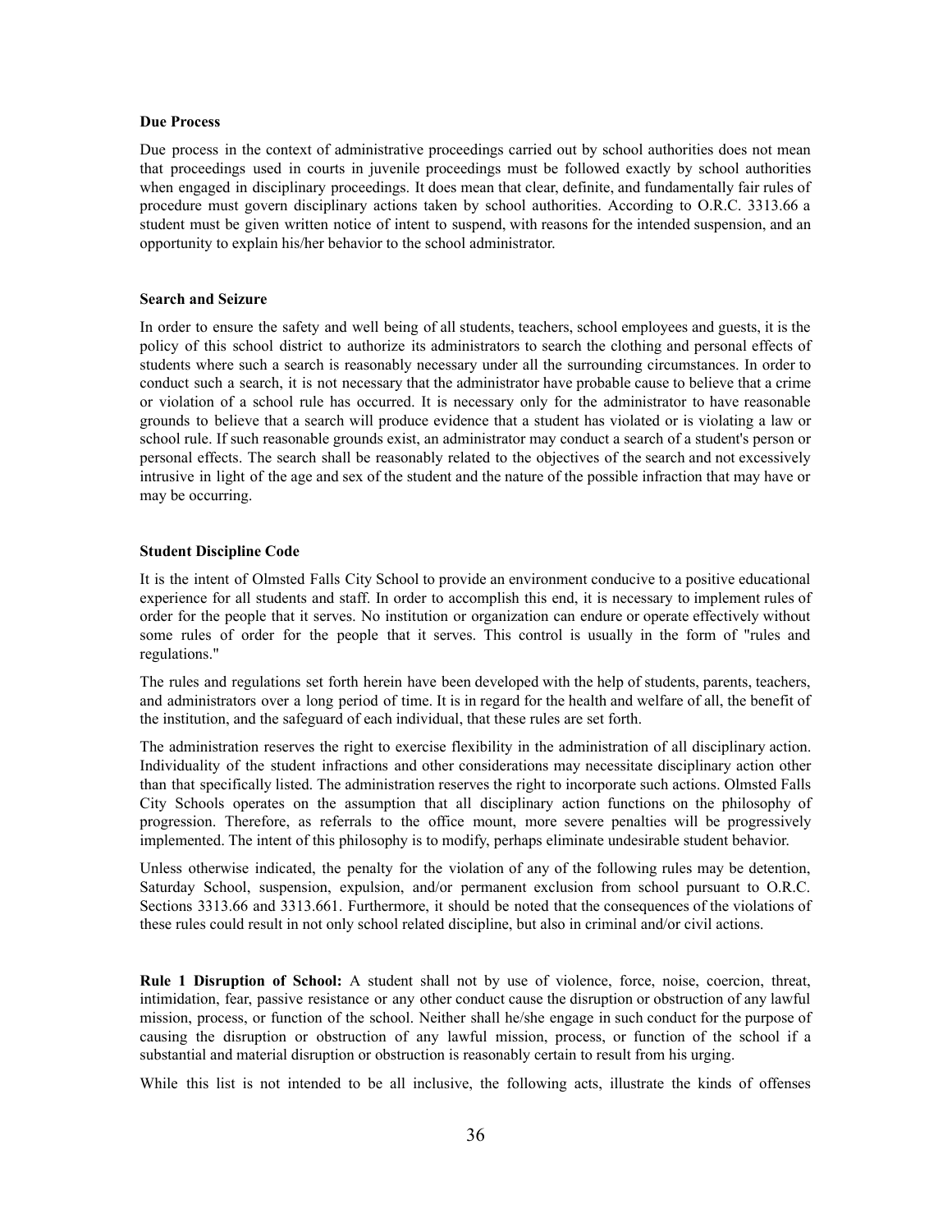**Due Process**

Due process in the context of administrative proceedings carried out by school authorities does not mean that proceedings used in courts in juvenile proceedings must be followed exactly by school authorities when engaged in disciplinary proceedings. It does mean that clear, definite, and fundamentally fair rules of procedure must govern disciplinary actions taken by school authorities. According to O.R.C. 3313.66 a student must be given written notice of intent to suspend, with reasons for the intended suspension, and an opportunity to explain his/her behavior to the school administrator.

**Search and Seizure**

In order to ensure the safety and well being of all students, teachers, school employees and guests, it is the policy of this school district to authorize its administrators to search the clothing and personal effects of students where such a search is reasonably necessary under all the surrounding circumstances. In order to conduct such a search, it is not necessary that the administrator have probable cause to believe that a crime or violation of a school rule has occurred. It is necessary only for the administrator to have reasonable grounds to believe that a search will produce evidence that a student has violated or is violating a law or school rule. If such reasonable grounds exist, an administrator may conduct a search of a student's person or personal effects. The search shall be reasonably related to the objectives of the search and not excessively intrusive in light of the age and sex of the student and the nature of the possible infraction that may have or may be occurring.

**Student Discipline Code**

It is the intent of Olmsted Falls City School to provide an environment conducive to a positive educational experience for all students and staff. In order to accomplish this end, it is necessary to implement rules of order for the people that it serves. No institution or organization can endure or operate effectively without some rules of order for the people that it serves. This control is usually in the form of "rules and regulations."

The rules and regulations set forth herein have been developed with the help of students, parents, teachers, and administrators over a long period of time. It is in regard for the health and welfare of all, the benefit of the institution, and the safeguard of each individual, that these rules are set forth.

The administration reserves the right to exercise flexibility in the administration of all disciplinary action. Individuality of the student infractions and other considerations may necessitate disciplinary action other than that specifically listed. The administration reserves the right to incorporate such actions. Olmsted Falls City Schools operates on the assumption that all disciplinary action functions on the philosophy of progression. Therefore, as referrals to the office mount, more severe penalties will be progressively implemented. The intent of this philosophy is to modify, perhaps eliminate undesirable student behavior.

Unless otherwise indicated, the penalty for the violation of any of the following rules may be detention, Saturday School, suspension, expulsion, and/or permanent exclusion from school pursuant to O.R.C. Sections 3313.66 and 3313.661. Furthermore, it should be noted that the consequences of the violations of these rules could result in not only school related discipline, but also in criminal and/or civil actions.

**Rule 1 Disruption of School:** A student shall not by use of violence, force, noise, coercion, threat, intimidation, fear, passive resistance or any other conduct cause the disruption or obstruction of any lawful mission, process, or function of the school. Neither shall he/she engage in such conduct for the purpose of causing the disruption or obstruction of any lawful mission, process, or function of the school if a substantial and material disruption or obstruction is reasonably certain to result from his urging.

While this list is not intended to be all inclusive, the following acts, illustrate the kinds of offenses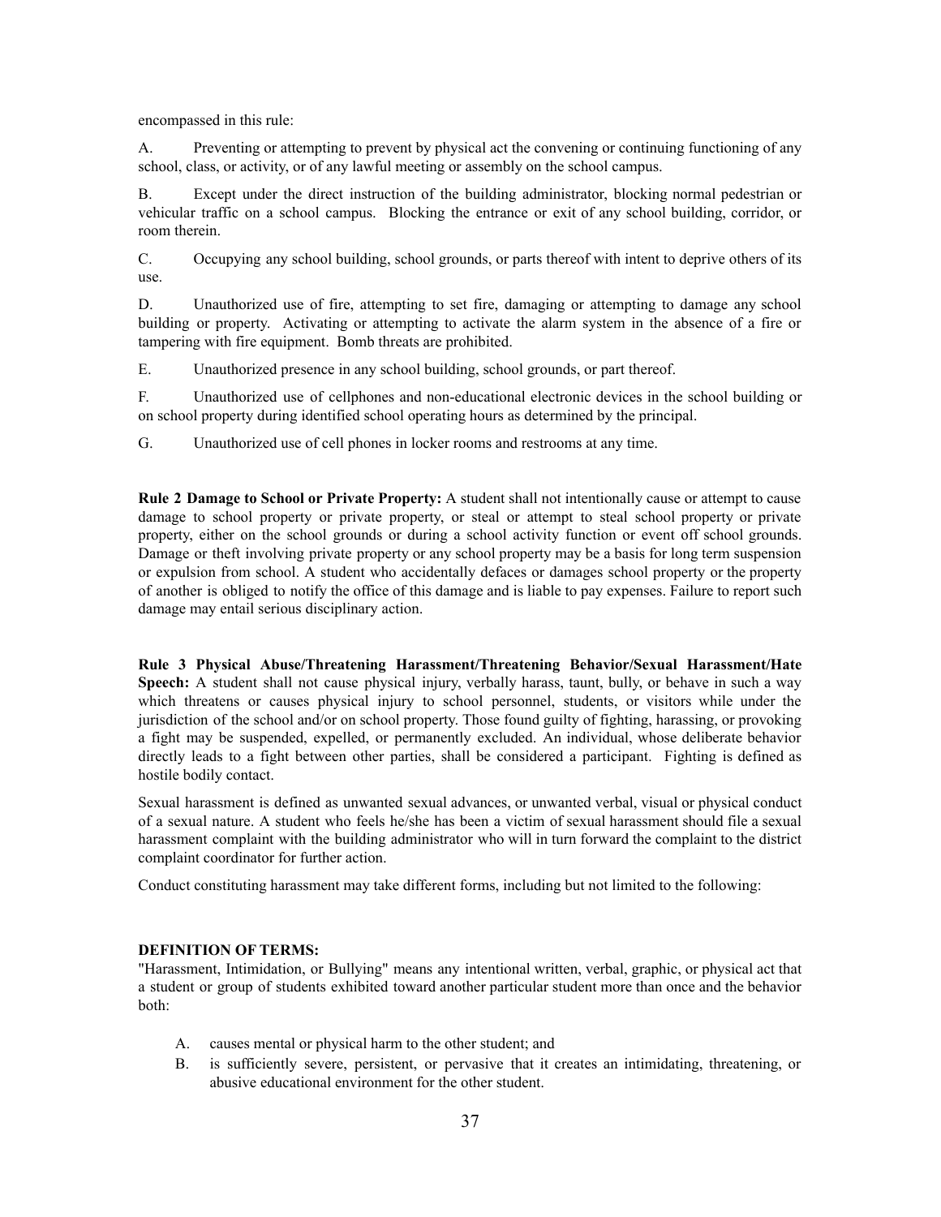encompassed in this rule:

A. Preventing or attempting to prevent by physical act the convening or continuing functioning of any school, class, or activity, or of any lawful meeting or assembly on the school campus.

B. Except under the direct instruction of the building administrator, blocking normal pedestrian or vehicular traffic on a school campus. Blocking the entrance or exit of any school building, corridor, or room therein.

C. Occupying any school building, school grounds, or parts thereof with intent to deprive others of its use.

D. Unauthorized use of fire, attempting to set fire, damaging or attempting to damage any school building or property. Activating or attempting to activate the alarm system in the absence of a fire or tampering with fire equipment. Bomb threats are prohibited.

E. Unauthorized presence in any school building, school grounds, or part thereof.

F. Unauthorized use of cellphones and non-educational electronic devices in the school building or on school property during identified school operating hours as determined by the principal.

G. Unauthorized use of cell phones in locker rooms and restrooms at any time.

**Rule 2 Damage to School or Private Property:** A student shall not intentionally cause or attempt to cause damage to school property or private property, or steal or attempt to steal school property or private property, either on the school grounds or during a school activity function or event off school grounds. Damage or theft involving private property or any school property may be a basis for long term suspension or expulsion from school. A student who accidentally defaces or damages school property or the property of another is obliged to notify the office of this damage and is liable to pay expenses. Failure to report such damage may entail serious disciplinary action.

**Rule 3 Physical Abuse/Threatening Harassment/Threatening Behavior/Sexual Harassment/Hate Speech:** A student shall not cause physical injury, verbally harass, taunt, bully, or behave in such a way which threatens or causes physical injury to school personnel, students, or visitors while under the jurisdiction of the school and/or on school property. Those found guilty of fighting, harassing, or provoking a fight may be suspended, expelled, or permanently excluded. An individual, whose deliberate behavior directly leads to a fight between other parties, shall be considered a participant. Fighting is defined as hostile bodily contact.

Sexual harassment is defined as unwanted sexual advances, or unwanted verbal, visual or physical conduct of a sexual nature. A student who feels he/she has been a victim of sexual harassment should file a sexual harassment complaint with the building administrator who will in turn forward the complaint to the district complaint coordinator for further action.

Conduct constituting harassment may take different forms, including but not limited to the following:

**DEFINITION OF TERMS:**

"Harassment, Intimidation, or Bullying" means any intentional written, verbal, graphic, or physical act that a student or group of students exhibited toward another particular student more than once and the behavior both:

A. causes mental or physical harm to the other student; and
B. is sufficiently severe, persistent, or pervasive that it creates an intimidating, threatening, or abusive educational environment for the other student.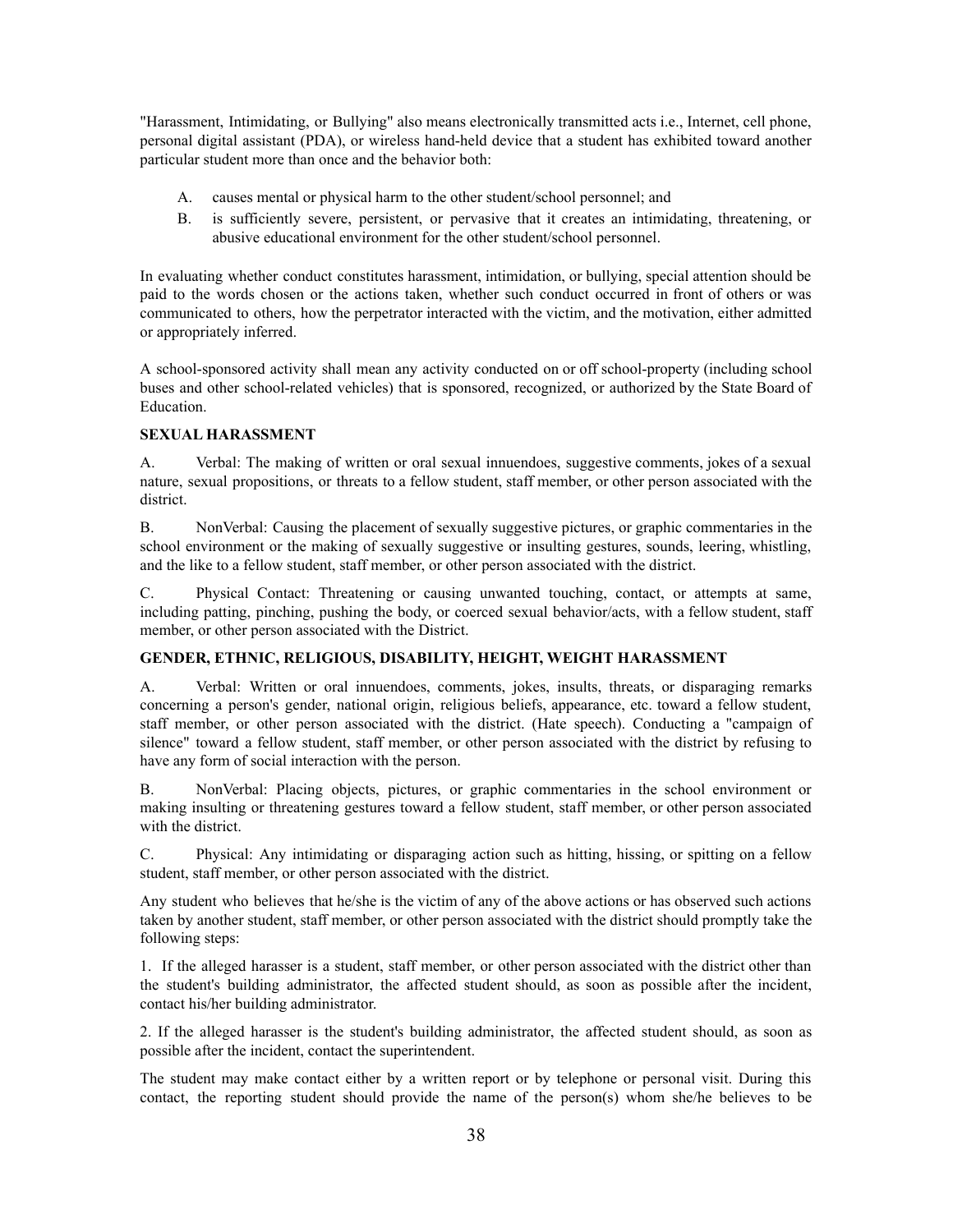"Harassment, Intimidating, or Bullying" also means electronically transmitted acts i.e., Internet, cell phone, personal digital assistant (PDA), or wireless hand-held device that a student has exhibited toward another particular student more than once and the behavior both:

A. causes mental or physical harm to the other student/school personnel; and
B. is sufficiently severe, persistent, or pervasive that it creates an intimidating, threatening, or abusive educational environment for the other student/school personnel.

In evaluating whether conduct constitutes harassment, intimidation, or bullying, special attention should be paid to the words chosen or the actions taken, whether such conduct occurred in front of others or was communicated to others, how the perpetrator interacted with the victim, and the motivation, either admitted or appropriately inferred.

A school-sponsored activity shall mean any activity conducted on or off school-property (including school buses and other school-related vehicles) that is sponsored, recognized, or authorized by the State Board of Education.

**SEXUAL HARASSMENT**

A. Verbal: The making of written or oral sexual innuendoes, suggestive comments, jokes of a sexual nature, sexual propositions, or threats to a fellow student, staff member, or other person associated with the district.

B. NonVerbal: Causing the placement of sexually suggestive pictures, or graphic commentaries in the school environment or the making of sexually suggestive or insulting gestures, sounds, leering, whistling, and the like to a fellow student, staff member, or other person associated with the district.

C. Physical Contact: Threatening or causing unwanted touching, contact, or attempts at same, including patting, pinching, pushing the body, or coerced sexual behavior/acts, with a fellow student, staff member, or other person associated with the District.

**GENDER, ETHNIC, RELIGIOUS, DISABILITY, HEIGHT, WEIGHT HARASSMENT**

A. Verbal: Written or oral innuendoes, comments, jokes, insults, threats, or disparaging remarks concerning a person's gender, national origin, religious beliefs, appearance, etc. toward a fellow student, staff member, or other person associated with the district. (Hate speech). Conducting a "campaign of silence" toward a fellow student, staff member, or other person associated with the district by refusing to have any form of social interaction with the person.

B. NonVerbal: Placing objects, pictures, or graphic commentaries in the school environment or making insulting or threatening gestures toward a fellow student, staff member, or other person associated with the district.

C. Physical: Any intimidating or disparaging action such as hitting, hissing, or spitting on a fellow student, staff member, or other person associated with the district.

Any student who believes that he/she is the victim of any of the above actions or has observed such actions taken by another student, staff member, or other person associated with the district should promptly take the following steps:

1. If the alleged harasser is a student, staff member, or other person associated with the district other than the student's building administrator, the affected student should, as soon as possible after the incident, contact his/her building administrator.

2. If the alleged harasser is the student's building administrator, the affected student should, as soon as possible after the incident, contact the superintendent.

The student may make contact either by a written report or by telephone or personal visit. During this contact, the reporting student should provide the name of the person(s) whom she/he believes to be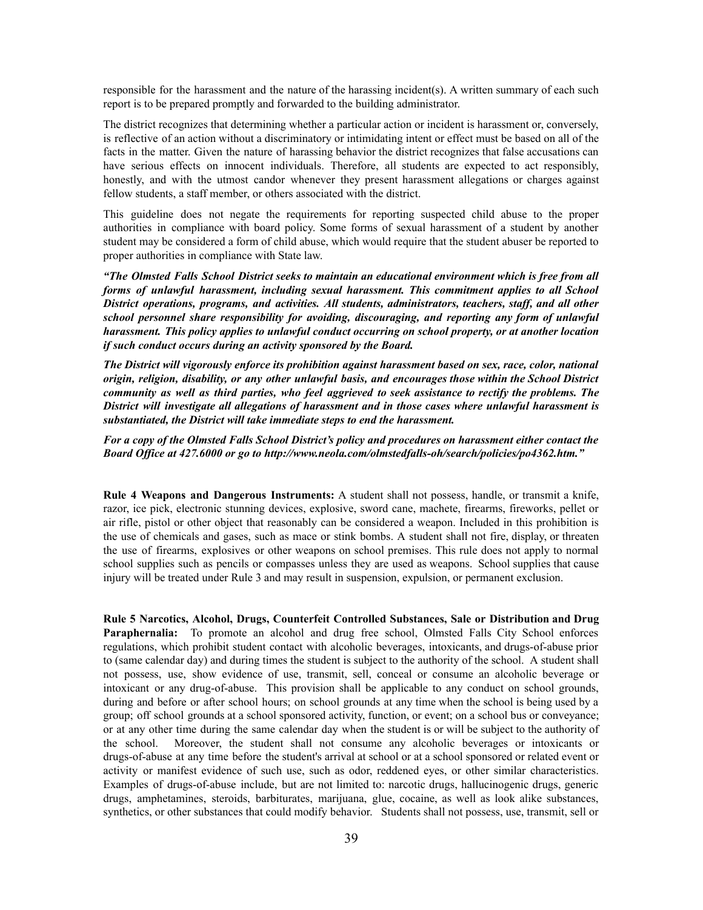responsible for the harassment and the nature of the harassing incident(s). A written summary of each such report is to be prepared promptly and forwarded to the building administrator.

The district recognizes that determining whether a particular action or incident is harassment or, conversely, is reflective of an action without a discriminatory or intimidating intent or effect must be based on all of the facts in the matter. Given the nature of harassing behavior the district recognizes that false accusations can have serious effects on innocent individuals. Therefore, all students are expected to act responsibly, honestly, and with the utmost candor whenever they present harassment allegations or charges against fellow students, a staff member, or others associated with the district.

This guideline does not negate the requirements for reporting suspected child abuse to the proper authorities in compliance with board policy. Some forms of sexual harassment of a student by another student may be considered a form of child abuse, which would require that the student abuser be reported to proper authorities in compliance with State law.

***"The Olmsted Falls School District seeks to maintain an educational environment which is free from all forms of unlawful harassment, including sexual harassment. This commitment applies to all School District operations, programs, and activities. All students, administrators, teachers, staff, and all other school personnel share responsibility for avoiding, discouraging, and reporting any form of unlawful harassment. This policy applies to unlawful conduct occurring on school property, or at another location if such conduct occurs during an activity sponsored by the Board.***

***The District will vigorously enforce its prohibition against harassment based on sex, race, color, national origin, religion, disability, or any other unlawful basis, and encourages those within the School District community as well as third parties, who feel aggrieved to seek assistance to rectify the problems. The District will investigate all allegations of harassment and in those cases where unlawful harassment is substantiated, the District will take immediate steps to end the harassment.***

***For a copy of the Olmsted Falls School District's policy and procedures on harassment either contact the Board Office at 427.6000 or go to http://www.neola.com/olmstedfalls-oh/search/policies/po4362.htm."***

**Rule 4 Weapons and Dangerous Instruments:** A student shall not possess, handle, or transmit a knife, razor, ice pick, electronic stunning devices, explosive, sword cane, machete, firearms, fireworks, pellet or air rifle, pistol or other object that reasonably can be considered a weapon. Included in this prohibition is the use of chemicals and gases, such as mace or stink bombs. A student shall not fire, display, or threaten the use of firearms, explosives or other weapons on school premises. This rule does not apply to normal school supplies such as pencils or compasses unless they are used as weapons. School supplies that cause injury will be treated under Rule 3 and may result in suspension, expulsion, or permanent exclusion.

**Rule 5 Narcotics, Alcohol, Drugs, Counterfeit Controlled Substances, Sale or Distribution and Drug Paraphernalia:** To promote an alcohol and drug free school, Olmsted Falls City School enforces regulations, which prohibit student contact with alcoholic beverages, intoxicants, and drugs-of-abuse prior to (same calendar day) and during times the student is subject to the authority of the school. A student shall not possess, use, show evidence of use, transmit, sell, conceal or consume an alcoholic beverage or intoxicant or any drug-of-abuse. This provision shall be applicable to any conduct on school grounds, during and before or after school hours; on school grounds at any time when the school is being used by a group; off school grounds at a school sponsored activity, function, or event; on a school bus or conveyance; or at any other time during the same calendar day when the student is or will be subject to the authority of the school. Moreover, the student shall not consume any alcoholic beverages or intoxicants or drugs-of-abuse at any time before the student's arrival at school or at a school sponsored or related event or activity or manifest evidence of such use, such as odor, reddened eyes, or other similar characteristics. Examples of drugs-of-abuse include, but are not limited to: narcotic drugs, hallucinogenic drugs, generic drugs, amphetamines, steroids, barbiturates, marijuana, glue, cocaine, as well as look alike substances, synthetics, or other substances that could modify behavior. Students shall not possess, use, transmit, sell or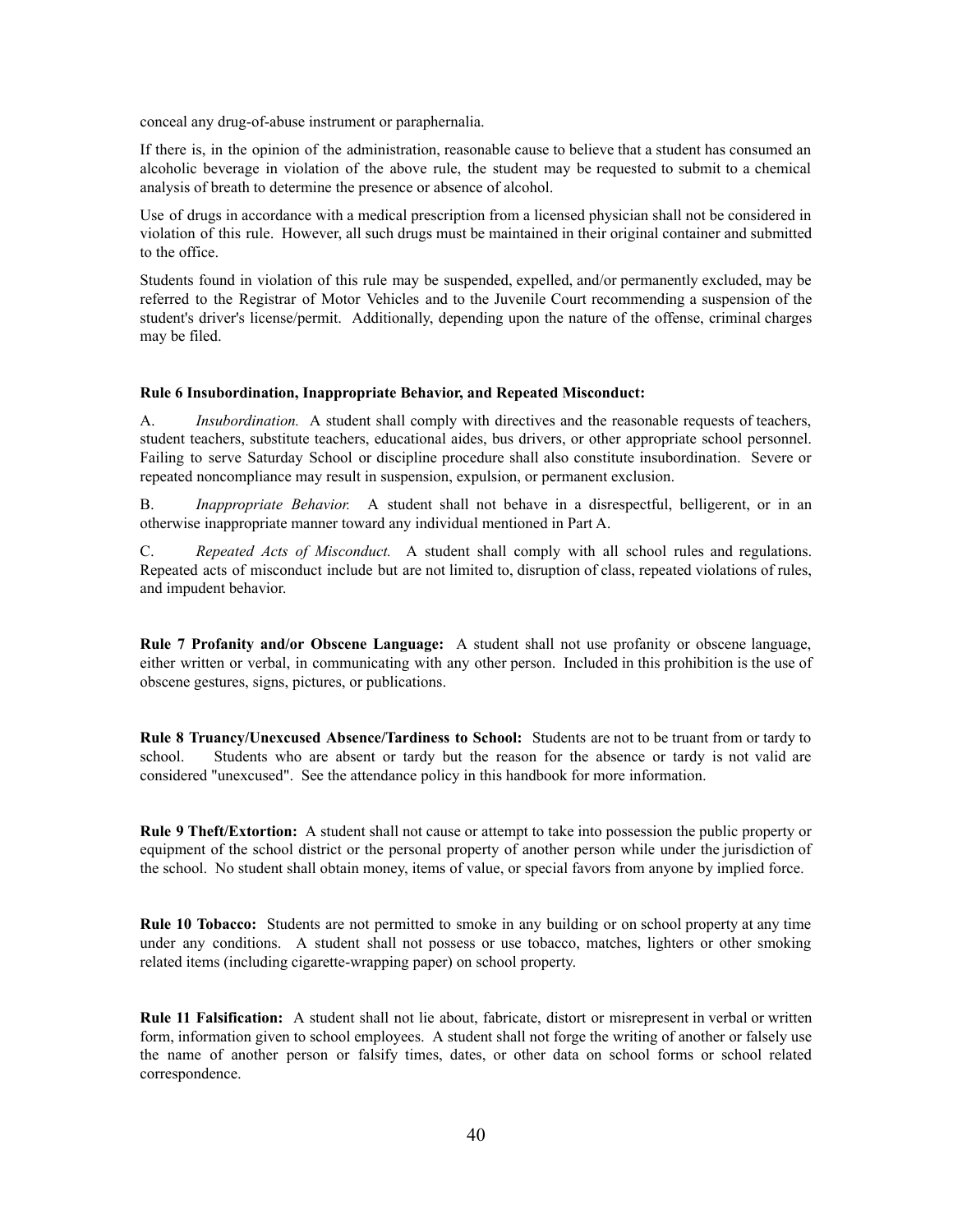conceal any drug-of-abuse instrument or paraphernalia.

If there is, in the opinion of the administration, reasonable cause to believe that a student has consumed an alcoholic beverage in violation of the above rule, the student may be requested to submit to a chemical analysis of breath to determine the presence or absence of alcohol.

Use of drugs in accordance with a medical prescription from a licensed physician shall not be considered in violation of this rule. However, all such drugs must be maintained in their original container and submitted to the office.

Students found in violation of this rule may be suspended, expelled, and/or permanently excluded, may be referred to the Registrar of Motor Vehicles and to the Juvenile Court recommending a suspension of the student's driver's license/permit. Additionally, depending upon the nature of the offense, criminal charges may be filed.

**Rule 6 Insubordination, Inappropriate Behavior, and Repeated Misconduct:**

A. *Insubordination.* A student shall comply with directives and the reasonable requests of teachers, student teachers, substitute teachers, educational aides, bus drivers, or other appropriate school personnel. Failing to serve Saturday School or discipline procedure shall also constitute insubordination. Severe or repeated noncompliance may result in suspension, expulsion, or permanent exclusion.

B. *Inappropriate Behavior.* A student shall not behave in a disrespectful, belligerent, or in an otherwise inappropriate manner toward any individual mentioned in Part A.

C. *Repeated Acts of Misconduct.* A student shall comply with all school rules and regulations. Repeated acts of misconduct include but are not limited to, disruption of class, repeated violations of rules, and impudent behavior.

**Rule 7 Profanity and/or Obscene Language:** A student shall not use profanity or obscene language, either written or verbal, in communicating with any other person. Included in this prohibition is the use of obscene gestures, signs, pictures, or publications.

**Rule 8 Truancy/Unexcused Absence/Tardiness to School:** Students are not to be truant from or tardy to school. Students who are absent or tardy but the reason for the absence or tardy is not valid are considered "unexcused". See the attendance policy in this handbook for more information.

**Rule 9 Theft/Extortion:** A student shall not cause or attempt to take into possession the public property or equipment of the school district or the personal property of another person while under the jurisdiction of the school. No student shall obtain money, items of value, or special favors from anyone by implied force.

**Rule 10 Tobacco:** Students are not permitted to smoke in any building or on school property at any time under any conditions. A student shall not possess or use tobacco, matches, lighters or other smoking related items (including cigarette-wrapping paper) on school property.

**Rule 11 Falsification:** A student shall not lie about, fabricate, distort or misrepresent in verbal or written form, information given to school employees. A student shall not forge the writing of another or falsely use the name of another person or falsify times, dates, or other data on school forms or school related correspondence.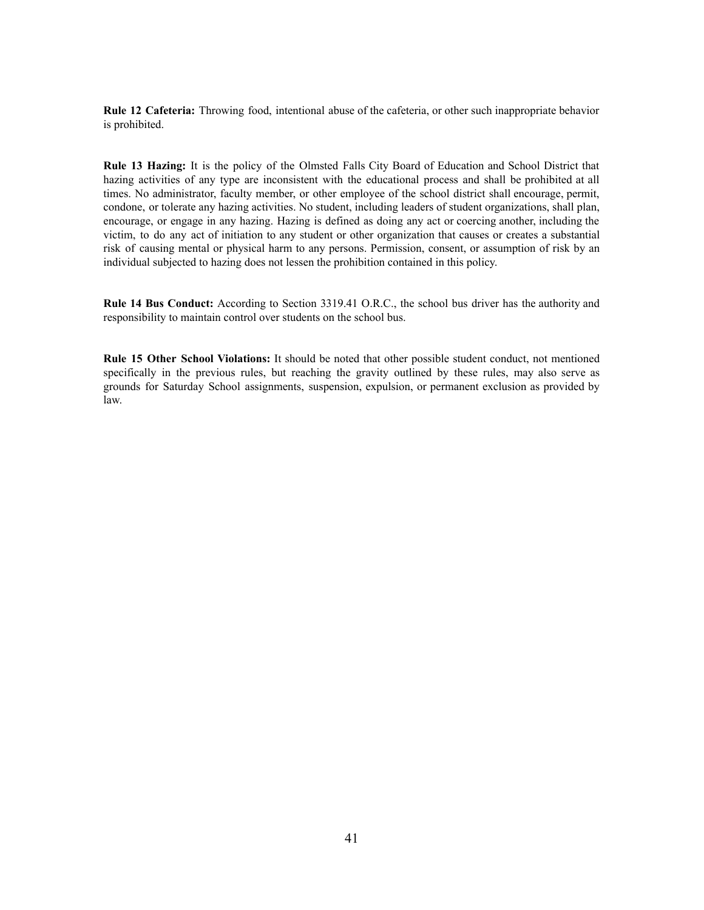**Rule 12 Cafeteria:** Throwing food, intentional abuse of the cafeteria, or other such inappropriate behavior is prohibited.

**Rule 13 Hazing:** It is the policy of the Olmsted Falls City Board of Education and School District that hazing activities of any type are inconsistent with the educational process and shall be prohibited at all times. No administrator, faculty member, or other employee of the school district shall encourage, permit, condone, or tolerate any hazing activities. No student, including leaders of student organizations, shall plan, encourage, or engage in any hazing. Hazing is defined as doing any act or coercing another, including the victim, to do any act of initiation to any student or other organization that causes or creates a substantial risk of causing mental or physical harm to any persons. Permission, consent, or assumption of risk by an individual subjected to hazing does not lessen the prohibition contained in this policy.

**Rule 14 Bus Conduct:** According to Section 3319.41 O.R.C., the school bus driver has the authority and responsibility to maintain control over students on the school bus.

**Rule 15 Other School Violations:** It should be noted that other possible student conduct, not mentioned specifically in the previous rules, but reaching the gravity outlined by these rules, may also serve as grounds for Saturday School assignments, suspension, expulsion, or permanent exclusion as provided by law.